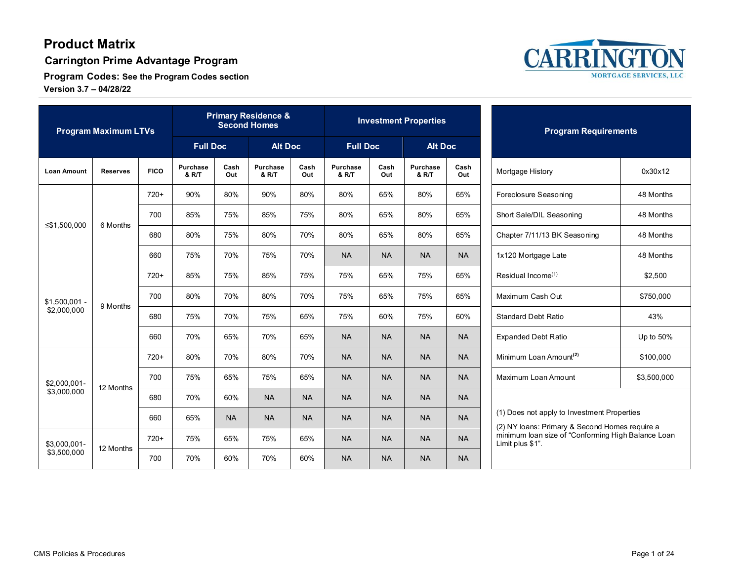# Product Matrix

## Carrington Prime Advantage Program

**Program Codes:** See the Program Codes section

**Version 3.7 – 04/28/22**

| Program Maximum LTVs | | | Primary Residence & Second Homes | | | | Investment Properties | | | |
|---|---|---|---|---|---|---|---|---|---|---|
| | | | Full Doc | | Alt Doc | | Full Doc | | Alt Doc | |
| Loan Amount | Reserves | FICO | Purchase & R/T | Cash Out | Purchase & R/T | Cash Out | Purchase & R/T | Cash Out | Purchase & R/T | Cash Out |
| ≤$1,500,000 | 6 Months | 720+ | 90% | 80% | 90% | 80% | 80% | 65% | 80% | 65% |
| | | 700 | 85% | 75% | 85% | 75% | 80% | 65% | 80% | 65% |
| | | 680 | 80% | 75% | 80% | 70% | 80% | 65% | 80% | 65% |
| | | 660 | 75% | 70% | 75% | 70% | NA | NA | NA | NA |
| $1,500,001 - $2,000,000 | 9 Months | 720+ | 85% | 75% | 85% | 75% | 75% | 65% | 75% | 65% |
| | | 700 | 80% | 70% | 80% | 70% | 75% | 65% | 75% | 65% |
| | | 680 | 75% | 70% | 75% | 65% | 75% | 60% | 75% | 60% |
| | | 660 | 70% | 65% | 70% | 65% | NA | NA | NA | NA |
| $2,000,001- $3,000,000 | 12 Months | 720+ | 80% | 70% | 80% | 70% | NA | NA | NA | NA |
| | | 700 | 75% | 65% | 75% | 65% | NA | NA | NA | NA |
| | | 680 | 70% | 60% | NA | NA | NA | NA | NA | NA |
| | | 660 | 65% | NA | NA | NA | NA | NA | NA | NA |
| $3,000,001- $3,500,000 | 12 Months | 720+ | 75% | 65% | 75% | 65% | NA | NA | NA | NA |
| | | 700 | 70% | 60% | 70% | 60% | NA | NA | NA | NA |

| Program Requirements | |
|---|---|
| Mortgage History | 0x30x12 |
| Foreclosure Seasoning | 48 Months |
| Short Sale/DIL Seasoning | 48 Months |
| Chapter 7/11/13 BK Seasoning | 48 Months |
| 1x120 Mortgage Late | 48 Months |
| Residual Income[1] | $2,500 |
| Maximum Cash Out | $750,000 |
| Standard Debt Ratio | 43% |
| Expanded Debt Ratio | Up to 50% |
| Minimum Loan Amount[2] | $100,000 |
| Maximum Loan Amount | $3,500,000 |

(1) Does not apply to Investment Properties

(2) NY loans: Primary & Second Homes require a minimum loan size of "Conforming High Balance Loan Limit plus $1".

CMS Policies & Procedures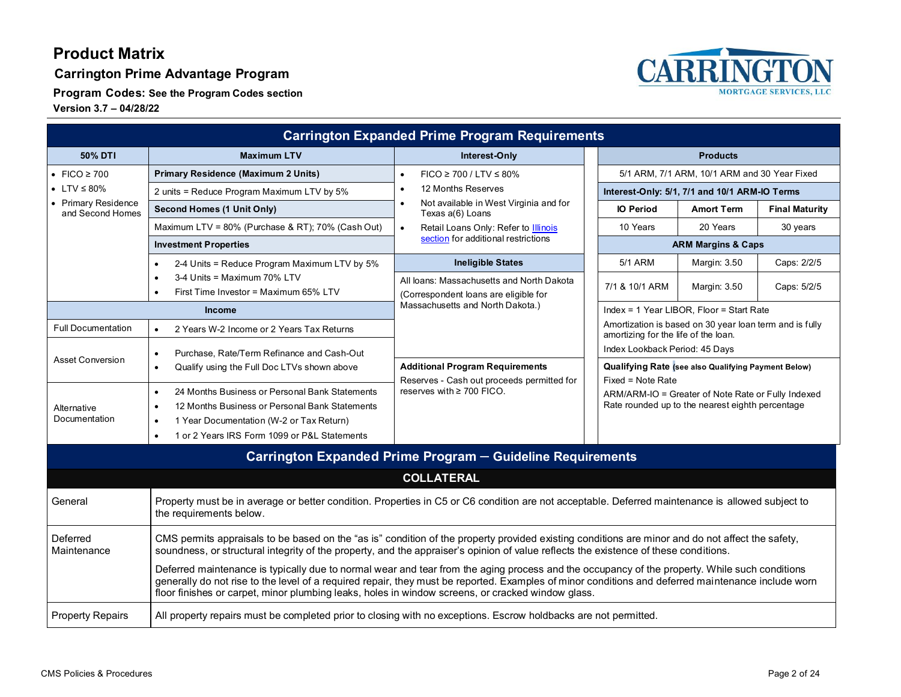# Product Matrix

## Carrington Prime Advantage Program

**Program Codes:** See the Program Codes section

**Version 3.7 – 04/28/22**

## Carrington Expanded Prime Program Requirements

**50% DTI**

- FICO ≥ 700
- LTV ≤ 80%
- Primary Residence and Second Homes

**Maximum LTV**

| Maximum LTV |
|---|
| **Primary Residence (Maximum 2 Units)** |
| 2 units = Reduce Program Maximum LTV by 5% |
| **Second Homes (1 Unit Only)** |
| Maximum LTV = 80% (Purchase & RT); 70% (Cash Out) |
| **Investment Properties** |
| • 2-4 Units = Reduce Program Maximum LTV by 5%<br>• 3-4 Units = Maximum 70% LTV<br>• First Time Investor = Maximum 65% LTV |

**Income**

| Income | |
|---|---|
| Full Documentation | • 2 Years W-2 Income or 2 Years Tax Returns |
| Asset Conversion | • Purchase, Rate/Term Refinance and Cash-Out<br>• Qualify using the Full Doc LTVs shown above |
| Alternative Documentation | • 24 Months Business or Personal Bank Statements<br>• 12 Months Business or Personal Bank Statements<br>• 1 Year Documentation (W-2 or Tax Return)<br>• 1 or 2 Years IRS Form 1099 or P&L Statements |

**Interest-Only**

- FICO ≥ 700 / LTV ≤ 80%
- 12 Months Reserves
- Not available in West Virginia and for Texas a(6) Loans
- Retail Loans Only: Refer to Illinois section for additional restrictions

**Ineligible States**

All loans: Massachusetts and North Dakota

(Correspondent loans are eligible for Massachusetts and North Dakota.)

**Additional Program Requirements**

Reserves - Cash out proceeds permitted for reserves with ≥ 700 FICO.

**Products**

5/1 ARM, 7/1 ARM, 10/1 ARM and 30 Year Fixed

| Interest-Only: 5/1, 7/1 and 10/1 ARM-IO Terms | | |
|---|---|---|
| **IO Period** | **Amort Term** | **Final Maturity** |
| 10 Years | 20 Years | 30 years |
| **ARM Margins & Caps** | | |
| 5/1 ARM | Margin: 3.50 | Caps: 2/2/5 |
| 7/1 & 10/1 ARM | Margin: 3.50 | Caps: 5/2/5 |

Index = 1 Year LIBOR, Floor = Start Rate

Amortization is based on 30 year loan term and is fully amortizing for the life of the loan.

Index Lookback Period: 45 Days

**Qualifying Rate** (see also Qualifying Payment Below)

Fixed = Note Rate

ARM/ARM-IO = Greater of Note Rate or Fully Indexed Rate rounded up to the nearest eighth percentage

## Carrington Expanded Prime Program – Guideline Requirements

### COLLATERAL

| | |
|---|---|
| General | Property must be in average or better condition. Properties in C5 or C6 condition are not acceptable. Deferred maintenance is allowed subject to the requirements below. |
| Deferred Maintenance | CMS permits appraisals to be based on the "as is" condition of the property provided existing conditions are minor and do not affect the safety, soundness, or structural integrity of the property, and the appraiser's opinion of value reflects the existence of these conditions.<br><br>Deferred maintenance is typically due to normal wear and tear from the aging process and the occupancy of the property. While such conditions generally do not rise to the level of a required repair, they must be reported. Examples of minor conditions and deferred maintenance include worn floor finishes or carpet, minor plumbing leaks, holes in window screens, or cracked window glass. |
| Property Repairs | All property repairs must be completed prior to closing with no exceptions. Escrow holdbacks are not permitted. |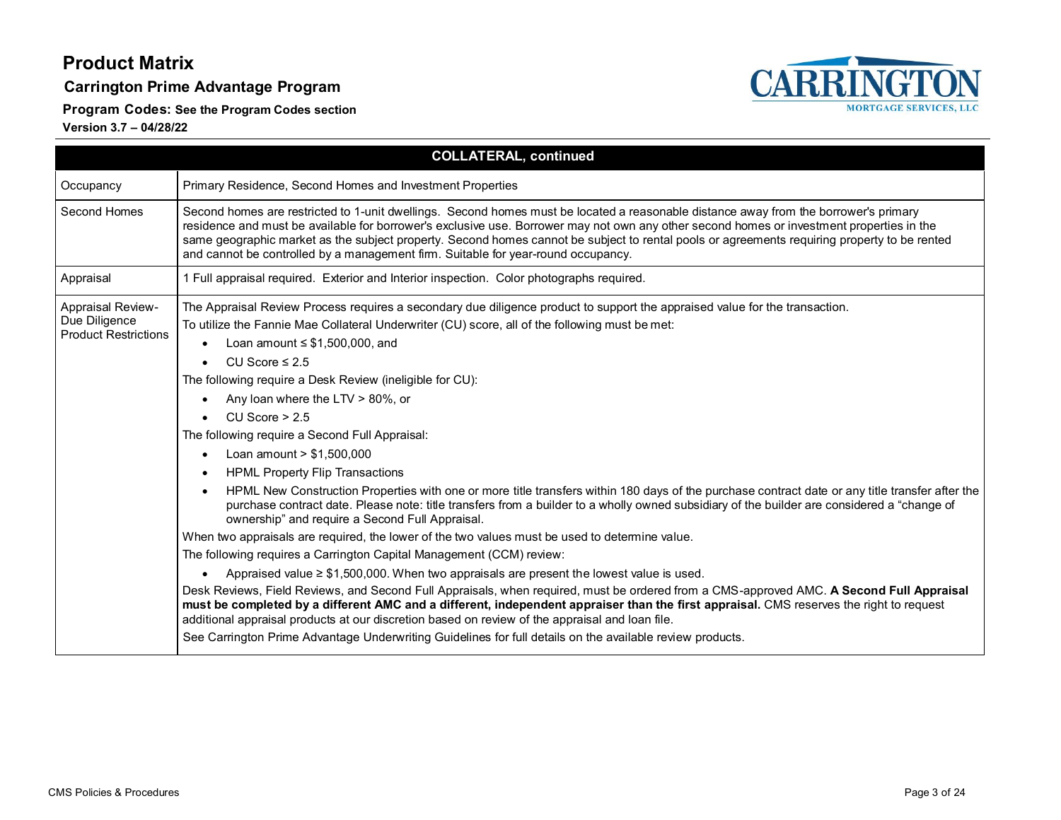| COLLATERAL, continued | |
|---|---|
| Occupancy | Primary Residence, Second Homes and Investment Properties |
| Second Homes | Second homes are restricted to 1-unit dwellings. Second homes must be located a reasonable distance away from the borrower's primary residence and must be available for borrower's exclusive use. Borrower may not own any other second homes or investment properties in the same geographic market as the subject property. Second homes cannot be subject to rental pools or agreements requiring property to be rented and cannot be controlled by a management firm. Suitable for year-round occupancy. |
| Appraisal | 1 Full appraisal required. Exterior and Interior inspection. Color photographs required. |
| Appraisal Review-Due Diligence Product Restrictions | The Appraisal Review Process requires a secondary due diligence product to support the appraised value for the transaction.<br>To utilize the Fannie Mae Collateral Underwriter (CU) score, all of the following must be met:<br>• Loan amount ≤ $1,500,000, and<br>• CU Score ≤ 2.5<br>The following require a Desk Review (ineligible for CU):<br>• Any loan where the LTV > 80%, or<br>• CU Score > 2.5<br>The following require a Second Full Appraisal:<br>• Loan amount > $1,500,000<br>• HPML Property Flip Transactions<br>• HPML New Construction Properties with one or more title transfers within 180 days of the purchase contract date or any title transfer after the purchase contract date. Please note: title transfers from a builder to a wholly owned subsidiary of the builder are considered a "change of ownership" and require a Second Full Appraisal.<br>When two appraisals are required, the lower of the two values must be used to determine value.<br>The following requires a Carrington Capital Management (CCM) review:<br>• Appraised value ≥ $1,500,000. When two appraisals are present the lowest value is used.<br>Desk Reviews, Field Reviews, and Second Full Appraisals, when required, must be ordered from a CMS-approved AMC. **A Second Full Appraisal must be completed by a different AMC and a different, independent appraiser than the first appraisal.** CMS reserves the right to request additional appraisal products at our discretion based on review of the appraisal and loan file.<br>See Carrington Prime Advantage Underwriting Guidelines for full details on the available review products. |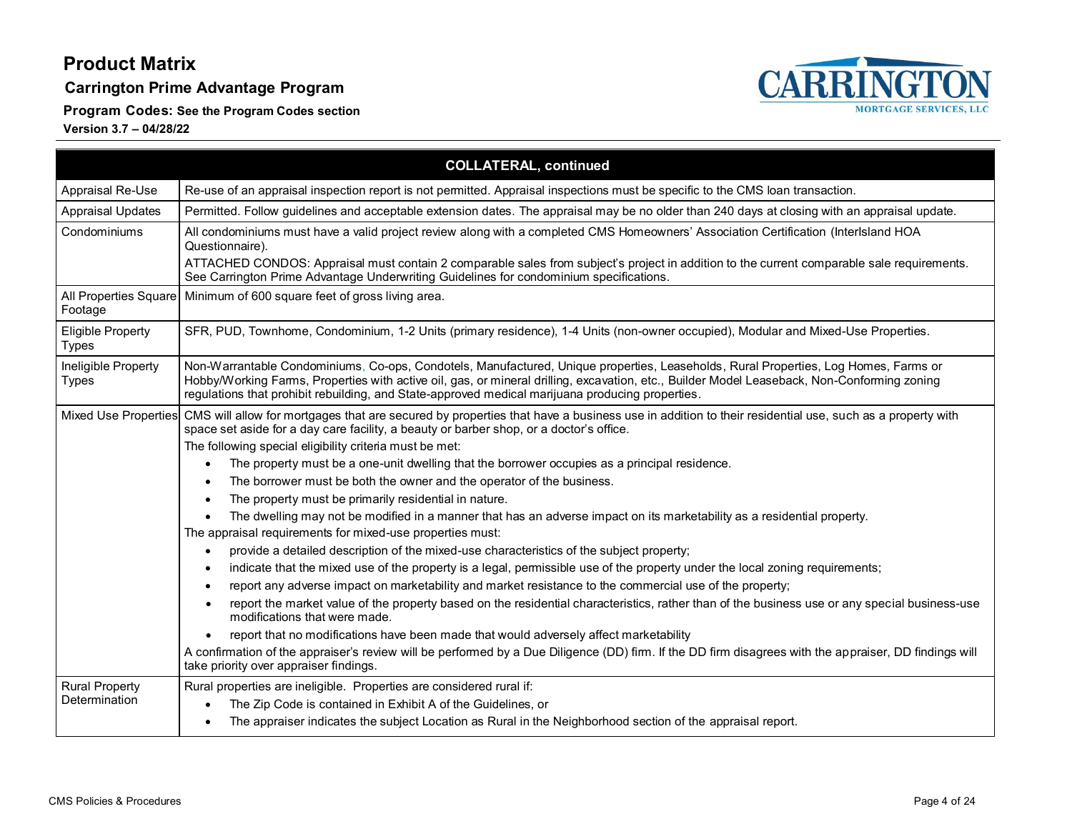# Product Matrix

## Carrington Prime Advantage Program

**Program Codes:** See the Program Codes section

**Version 3.7 – 04/28/22**

| COLLATERAL, continued | |
|---|---|
| Appraisal Re-Use | Re-use of an appraisal inspection report is not permitted. Appraisal inspections must be specific to the CMS loan transaction. |
| Appraisal Updates | Permitted. Follow guidelines and acceptable extension dates. The appraisal may be no older than 240 days at closing with an appraisal update. |
| Condominiums | All condominiums must have a valid project review along with a completed CMS Homeowners' Association Certification (Interlsland HOA Questionnaire).<br>ATTACHED CONDOS: Appraisal must contain 2 comparable sales from subject's project in addition to the current comparable sale requirements. See Carrington Prime Advantage Underwriting Guidelines for condominium specifications. |
| All Properties Square Footage | Minimum of 600 square feet of gross living area. |
| Eligible Property Types | SFR, PUD, Townhome, Condominium, 1-2 Units (primary residence), 1-4 Units (non-owner occupied), Modular and Mixed-Use Properties. |
| Ineligible Property Types | Non-Warrantable Condominiums, Co-ops, Condotels, Manufactured, Unique properties, Leaseholds, Rural Properties, Log Homes, Farms or Hobby/Working Farms, Properties with active oil, gas, or mineral drilling, excavation, etc., Builder Model Leaseback, Non-Conforming zoning regulations that prohibit rebuilding, and State-approved medical marijuana producing properties. |
| Mixed Use Properties | CMS will allow for mortgages that are secured by properties that have a business use in addition to their residential use, such as a property with space set aside for a day care facility, a beauty or barber shop, or a doctor's office.<br>The following special eligibility criteria must be met:<br>• The property must be a one-unit dwelling that the borrower occupies as a principal residence.<br>• The borrower must be both the owner and the operator of the business.<br>• The property must be primarily residential in nature.<br>• The dwelling may not be modified in a manner that has an adverse impact on its marketability as a residential property.<br>The appraisal requirements for mixed-use properties must:<br>• provide a detailed description of the mixed-use characteristics of the subject property;<br>• indicate that the mixed use of the property is a legal, permissible use of the property under the local zoning requirements;<br>• report any adverse impact on marketability and market resistance to the commercial use of the property;<br>• report the market value of the property based on the residential characteristics, rather than of the business use or any special business-use modifications that were made.<br>• report that no modifications have been made that would adversely affect marketability<br>A confirmation of the appraiser's review will be performed by a Due Diligence (DD) firm. If the DD firm disagrees with the appraiser, DD findings will take priority over appraiser findings. |
| Rural Property Determination | Rural properties are ineligible. Properties are considered rural if:<br>• The Zip Code is contained in Exhibit A of the Guidelines, or<br>• The appraiser indicates the subject Location as Rural in the Neighborhood section of the appraisal report. |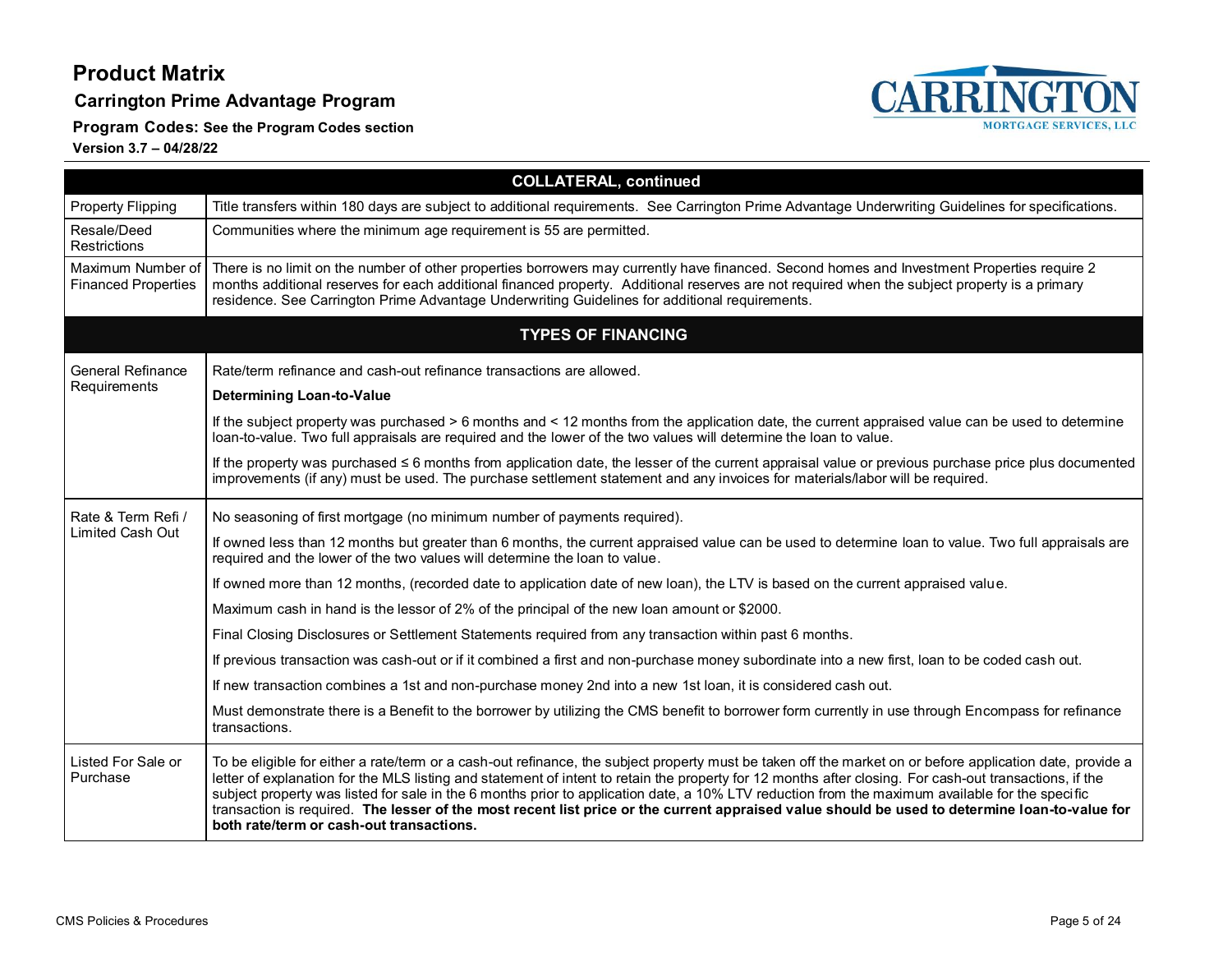# Product Matrix

## Carrington Prime Advantage Program

**Program Codes:** See the Program Codes section

**Version 3.7 – 04/28/22**

| COLLATERAL, continued | |
|---|---|
| Property Flipping | Title transfers within 180 days are subject to additional requirements. See Carrington Prime Advantage Underwriting Guidelines for specifications. |
| Resale/Deed Restrictions | Communities where the minimum age requirement is 55 are permitted. |
| Maximum Number of Financed Properties | There is no limit on the number of other properties borrowers may currently have financed. Second homes and Investment Properties require 2 months additional reserves for each additional financed property. Additional reserves are not required when the subject property is a primary residence. See Carrington Prime Advantage Underwriting Guidelines for additional requirements. |

| TYPES OF FINANCING | |
|---|---|
| General Refinance Requirements | Rate/term refinance and cash-out refinance transactions are allowed.<br><br>**Determining Loan-to-Value**<br><br>If the subject property was purchased > 6 months and < 12 months from the application date, the current appraised value can be used to determine loan-to-value. Two full appraisals are required and the lower of the two values will determine the loan to value.<br><br>If the property was purchased ≤ 6 months from application date, the lesser of the current appraisal value or previous purchase price plus documented improvements (if any) must be used. The purchase settlement statement and any invoices for materials/labor will be required. |
| Rate & Term Refi / Limited Cash Out | No seasoning of first mortgage (no minimum number of payments required).<br><br>If owned less than 12 months but greater than 6 months, the current appraised value can be used to determine loan to value. Two full appraisals are required and the lower of the two values will determine the loan to value.<br><br>If owned more than 12 months, (recorded date to application date of new loan), the LTV is based on the current appraised value.<br><br>Maximum cash in hand is the lessor of 2% of the principal of the new loan amount or $2000.<br><br>Final Closing Disclosures or Settlement Statements required from any transaction within past 6 months.<br><br>If previous transaction was cash-out or if it combined a first and non-purchase money subordinate into a new first, loan to be coded cash out.<br><br>If new transaction combines a 1st and non-purchase money 2nd into a new 1st loan, it is considered cash out.<br><br>Must demonstrate there is a Benefit to the borrower by utilizing the CMS benefit to borrower form currently in use through Encompass for refinance transactions. |
| Listed For Sale or Purchase | To be eligible for either a rate/term or a cash-out refinance, the subject property must be taken off the market on or before application date, provide a letter of explanation for the MLS listing and statement of intent to retain the property for 12 months after closing. For cash-out transactions, if the subject property was listed for sale in the 6 months prior to application date, a 10% LTV reduction from the maximum available for the specific transaction is required. **The lesser of the most recent list price or the current appraised value should be used to determine loan-to-value for both rate/term or cash-out transactions.** |

CMS Policies & Procedures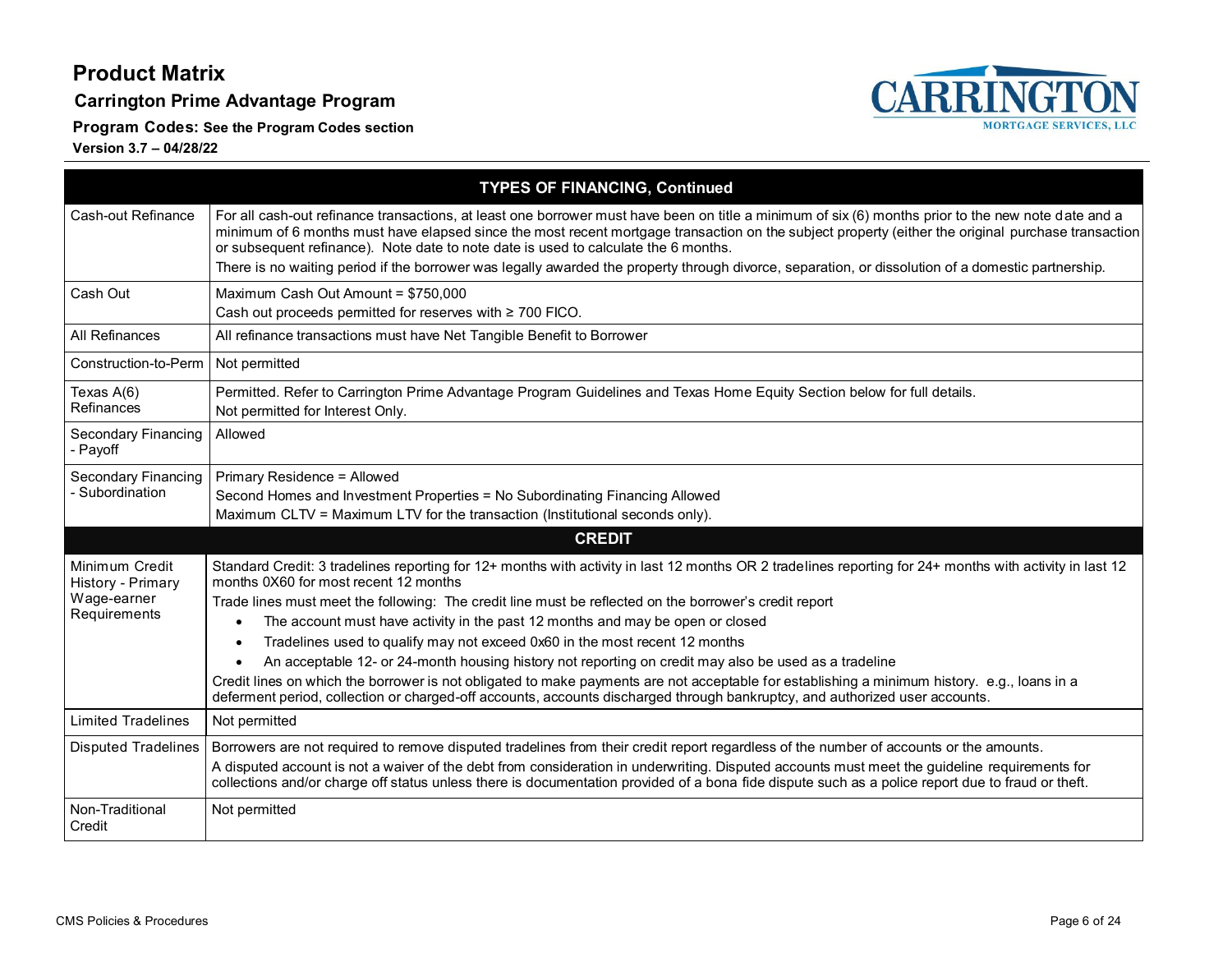# Product Matrix

## Carrington Prime Advantage Program

**Program Codes:** See the Program Codes section

**Version 3.7 – 04/28/22**

| TYPES OF FINANCING, Continued | |
|---|---|
| Cash-out Refinance | For all cash-out refinance transactions, at least one borrower must have been on title a minimum of six (6) months prior to the new note date and a minimum of 6 months must have elapsed since the most recent mortgage transaction on the subject property (either the original purchase transaction or subsequent refinance). Note date to note date is used to calculate the 6 months.<br>There is no waiting period if the borrower was legally awarded the property through divorce, separation, or dissolution of a domestic partnership. |
| Cash Out | Maximum Cash Out Amount = $750,000<br>Cash out proceeds permitted for reserves with ≥ 700 FICO. |
| All Refinances | All refinance transactions must have Net Tangible Benefit to Borrower |
| Construction-to-Perm | Not permitted |
| Texas A(6) Refinances | Permitted. Refer to Carrington Prime Advantage Program Guidelines and Texas Home Equity Section below for full details.<br>Not permitted for Interest Only. |
| Secondary Financing - Payoff | Allowed |
| Secondary Financing - Subordination | Primary Residence = Allowed<br>Second Homes and Investment Properties = No Subordinating Financing Allowed<br>Maximum CLTV = Maximum LTV for the transaction (Institutional seconds only). |

| CREDIT | |
|---|---|
| Minimum Credit History - Primary Wage-earner Requirements | Standard Credit: 3 tradelines reporting for 12+ months with activity in last 12 months OR 2 tradelines reporting for 24+ months with activity in last 12 months 0X60 for most recent 12 months<br>Trade lines must meet the following: The credit line must be reflected on the borrower's credit report<br>• The account must have activity in the past 12 months and may be open or closed<br>• Tradelines used to qualify may not exceed 0x60 in the most recent 12 months<br>• An acceptable 12- or 24-month housing history not reporting on credit may also be used as a tradeline<br>Credit lines on which the borrower is not obligated to make payments are not acceptable for establishing a minimum history. e.g., loans in a deferment period, collection or charged-off accounts, accounts discharged through bankruptcy, and authorized user accounts. |
| Limited Tradelines | Not permitted |
| Disputed Tradelines | Borrowers are not required to remove disputed tradelines from their credit report regardless of the number of accounts or the amounts.<br>A disputed account is not a waiver of the debt from consideration in underwriting. Disputed accounts must meet the guideline requirements for collections and/or charge off status unless there is documentation provided of a bona fide dispute such as a police report due to fraud or theft. |
| Non-Traditional Credit | Not permitted |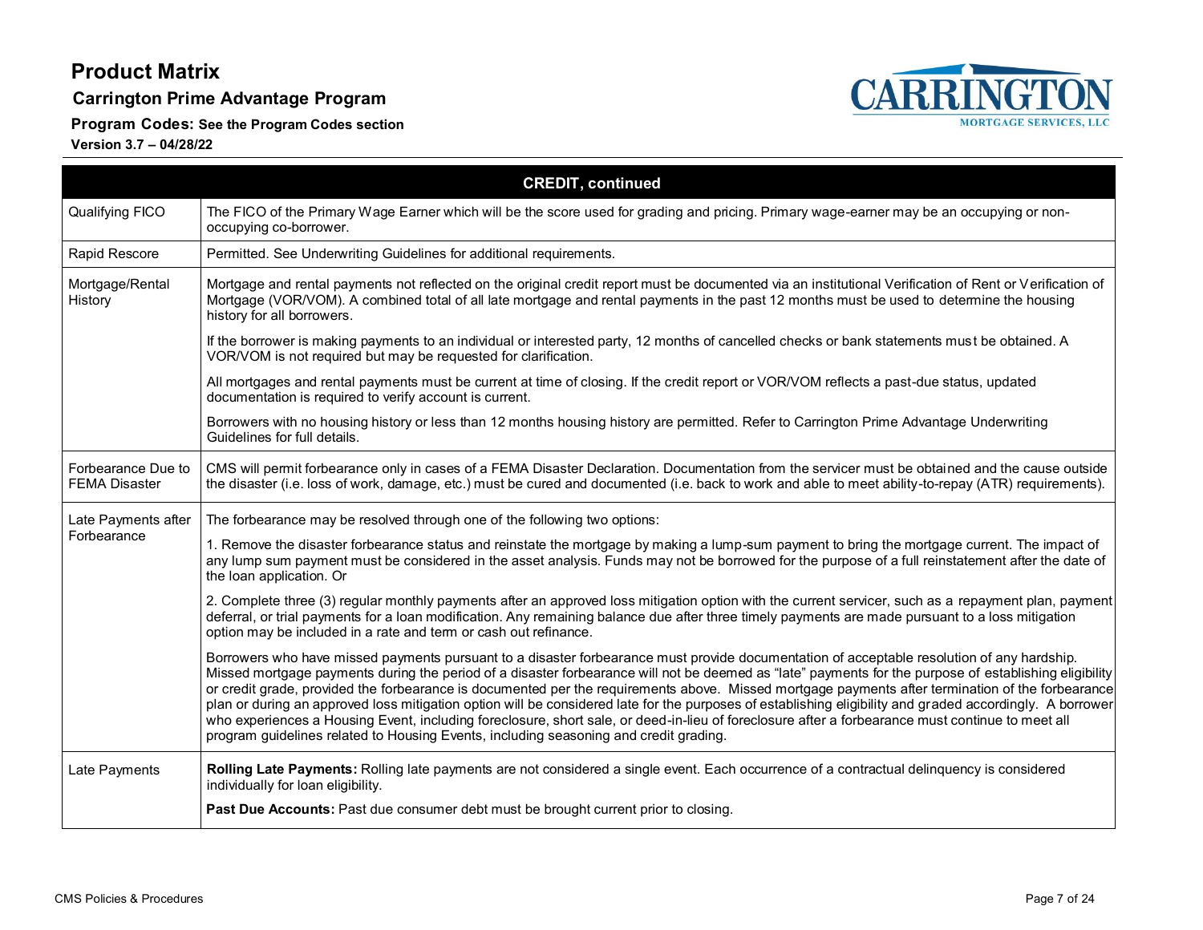# Product Matrix

## Carrington Prime Advantage Program

**Program Codes:** See the Program Codes section

**Version 3.7 – 04/28/22**

| CREDIT, continued | |
|---|---|
| Qualifying FICO | The FICO of the Primary Wage Earner which will be the score used for grading and pricing. Primary wage-earner may be an occupying or non-occupying co-borrower. |
| Rapid Rescore | Permitted. See Underwriting Guidelines for additional requirements. |
| Mortgage/Rental History | Mortgage and rental payments not reflected on the original credit report must be documented via an institutional Verification of Rent or Verification of Mortgage (VOR/VOM). A combined total of all late mortgage and rental payments in the past 12 months must be used to determine the housing history for all borrowers.<br><br>If the borrower is making payments to an individual or interested party, 12 months of cancelled checks or bank statements must be obtained. A VOR/VOM is not required but may be requested for clarification.<br><br>All mortgages and rental payments must be current at time of closing. If the credit report or VOR/VOM reflects a past-due status, updated documentation is required to verify account is current.<br><br>Borrowers with no housing history or less than 12 months housing history are permitted. Refer to Carrington Prime Advantage Underwriting Guidelines for full details. |
| Forbearance Due to FEMA Disaster | CMS will permit forbearance only in cases of a FEMA Disaster Declaration. Documentation from the servicer must be obtained and the cause outside the disaster (i.e. loss of work, damage, etc.) must be cured and documented (i.e. back to work and able to meet ability-to-repay (ATR) requirements). |
| Late Payments after Forbearance | The forbearance may be resolved through one of the following two options:<br><br>1. Remove the disaster forbearance status and reinstate the mortgage by making a lump-sum payment to bring the mortgage current. The impact of any lump sum payment must be considered in the asset analysis. Funds may not be borrowed for the purpose of a full reinstatement after the date of the loan application. Or<br><br>2. Complete three (3) regular monthly payments after an approved loss mitigation option with the current servicer, such as a repayment plan, payment deferral, or trial payments for a loan modification. Any remaining balance due after three timely payments are made pursuant to a loss mitigation option may be included in a rate and term or cash out refinance.<br><br>Borrowers who have missed payments pursuant to a disaster forbearance must provide documentation of acceptable resolution of any hardship. Missed mortgage payments during the period of a disaster forbearance will not be deemed as "late" payments for the purpose of establishing eligibility or credit grade, provided the forbearance is documented per the requirements above. Missed mortgage payments after termination of the forbearance plan or during an approved loss mitigation option will be considered late for the purposes of establishing eligibility and graded accordingly. A borrower who experiences a Housing Event, including foreclosure, short sale, or deed-in-lieu of foreclosure after a forbearance must continue to meet all program guidelines related to Housing Events, including seasoning and credit grading. |
| Late Payments | **Rolling Late Payments:** Rolling late payments are not considered a single event. Each occurrence of a contractual delinquency is considered individually for loan eligibility.<br><br>**Past Due Accounts:** Past due consumer debt must be brought current prior to closing. |

CMS Policies & Procedures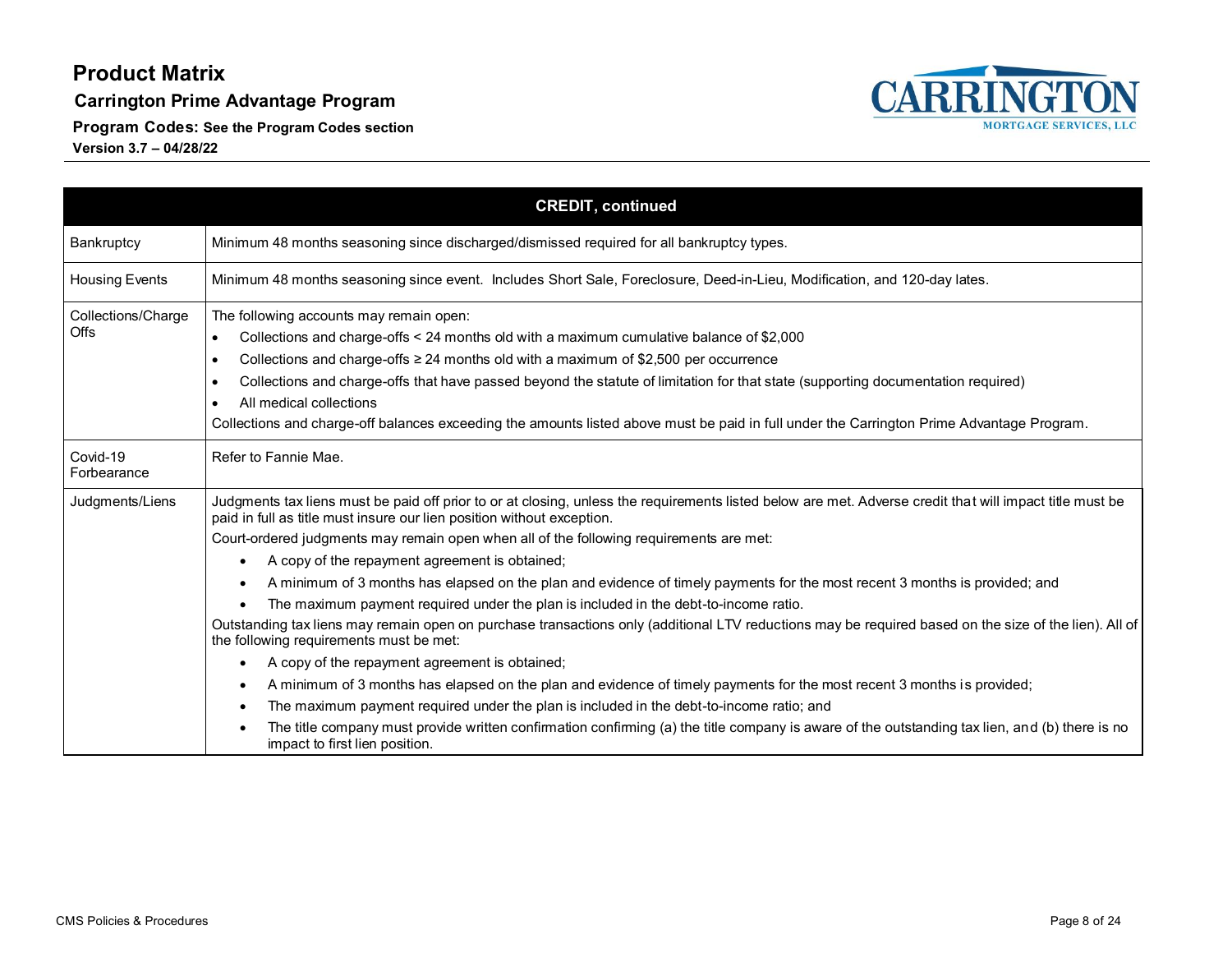# Product Matrix

## Carrington Prime Advantage Program

**Program Codes:** See the Program Codes section

**Version 3.7 – 04/28/22**

| CREDIT, continued | |
|---|---|
| Bankruptcy | Minimum 48 months seasoning since discharged/dismissed required for all bankruptcy types. |
| Housing Events | Minimum 48 months seasoning since event. Includes Short Sale, Foreclosure, Deed-in-Lieu, Modification, and 120-day lates. |
| Collections/Charge Offs | The following accounts may remain open:<br>• Collections and charge-offs < 24 months old with a maximum cumulative balance of $2,000<br>• Collections and charge-offs ≥ 24 months old with a maximum of $2,500 per occurrence<br>• Collections and charge-offs that have passed beyond the statute of limitation for that state (supporting documentation required)<br>• All medical collections<br>Collections and charge-off balances exceeding the amounts listed above must be paid in full under the Carrington Prime Advantage Program. |
| Covid-19 Forbearance | Refer to Fannie Mae. |
| Judgments/Liens | Judgments tax liens must be paid off prior to or at closing, unless the requirements listed below are met. Adverse credit that will impact title must be paid in full as title must insure our lien position without exception.<br>Court-ordered judgments may remain open when all of the following requirements are met:<br>• A copy of the repayment agreement is obtained;<br>• A minimum of 3 months has elapsed on the plan and evidence of timely payments for the most recent 3 months is provided; and<br>• The maximum payment required under the plan is included in the debt-to-income ratio.<br>Outstanding tax liens may remain open on purchase transactions only (additional LTV reductions may be required based on the size of the lien). All of the following requirements must be met:<br>• A copy of the repayment agreement is obtained;<br>• A minimum of 3 months has elapsed on the plan and evidence of timely payments for the most recent 3 months is provided;<br>• The maximum payment required under the plan is included in the debt-to-income ratio; and<br>• The title company must provide written confirmation confirming (a) the title company is aware of the outstanding tax lien, and (b) there is no impact to first lien position. |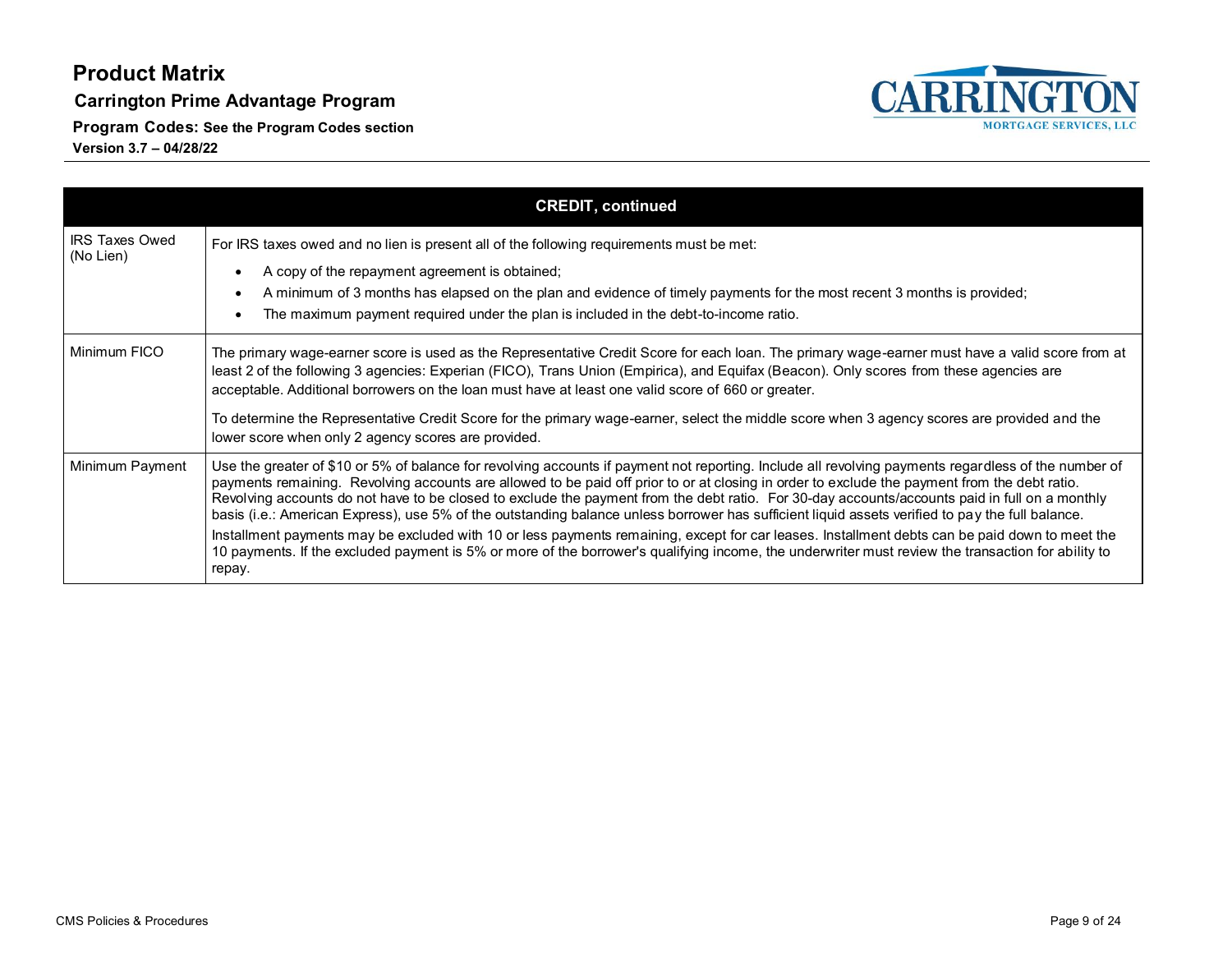# Product Matrix

**Carrington Prime Advantage Program**

**Program Codes: See the Program Codes section**

**Version 3.7 – 04/28/22**

| CREDIT, continued | |
|---|---|
| IRS Taxes Owed (No Lien) | For IRS taxes owed and no lien is present all of the following requirements must be met:<br>• A copy of the repayment agreement is obtained;<br>• A minimum of 3 months has elapsed on the plan and evidence of timely payments for the most recent 3 months is provided;<br>• The maximum payment required under the plan is included in the debt-to-income ratio. |
| Minimum FICO | The primary wage-earner score is used as the Representative Credit Score for each loan. The primary wage-earner must have a valid score from at least 2 of the following 3 agencies: Experian (FICO), Trans Union (Empirica), and Equifax (Beacon). Only scores from these agencies are acceptable. Additional borrowers on the loan must have at least one valid score of 660 or greater.<br><br>To determine the Representative Credit Score for the primary wage-earner, select the middle score when 3 agency scores are provided and the lower score when only 2 agency scores are provided. |
| Minimum Payment | Use the greater of $10 or 5% of balance for revolving accounts if payment not reporting. Include all revolving payments regardless of the number of payments remaining. Revolving accounts are allowed to be paid off prior to or at closing in order to exclude the payment from the debt ratio. Revolving accounts do not have to be closed to exclude the payment from the debt ratio. For 30-day accounts/accounts paid in full on a monthly basis (i.e.: American Express), use 5% of the outstanding balance unless borrower has sufficient liquid assets verified to pay the full balance.<br><br>Installment payments may be excluded with 10 or less payments remaining, except for car leases. Installment debts can be paid down to meet the 10 payments. If the excluded payment is 5% or more of the borrower's qualifying income, the underwriter must review the transaction for ability to repay. |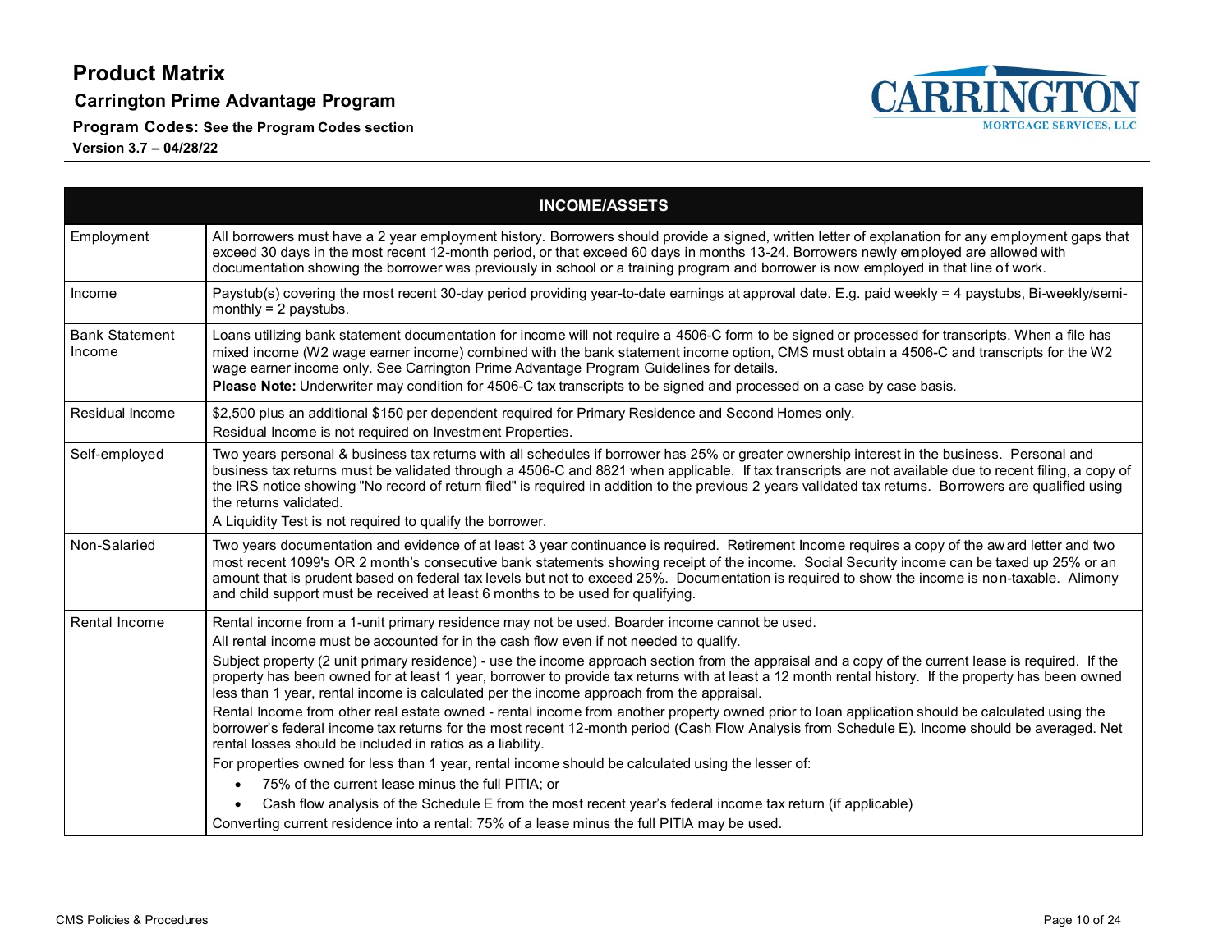# Product Matrix

## Carrington Prime Advantage Program

**Program Codes:** See the Program Codes section

**Version 3.7 – 04/28/22**

| INCOME/ASSETS | |
|---|---|
| Employment | All borrowers must have a 2 year employment history. Borrowers should provide a signed, written letter of explanation for any employment gaps that exceed 30 days in the most recent 12-month period, or that exceed 60 days in months 13-24. Borrowers newly employed are allowed with documentation showing the borrower was previously in school or a training program and borrower is now employed in that line of work. |
| Income | Paystub(s) covering the most recent 30-day period providing year-to-date earnings at approval date. E.g. paid weekly = 4 paystubs, Bi-weekly/semi-monthly = 2 paystubs. |
| Bank Statement Income | Loans utilizing bank statement documentation for income will not require a 4506-C form to be signed or processed for transcripts. When a file has mixed income (W2 wage earner income) combined with the bank statement income option, CMS must obtain a 4506-C and transcripts for the W2 wage earner income only. See Carrington Prime Advantage Program Guidelines for details.<br>**Please Note:** Underwriter may condition for 4506-C tax transcripts to be signed and processed on a case by case basis. |
| Residual Income | $2,500 plus an additional $150 per dependent required for Primary Residence and Second Homes only.<br>Residual Income is not required on Investment Properties. |
| Self-employed | Two years personal & business tax returns with all schedules if borrower has 25% or greater ownership interest in the business. Personal and business tax returns must be validated through a 4506-C and 8821 when applicable. If tax transcripts are not available due to recent filing, a copy of the IRS notice showing "No record of return filed" is required in addition to the previous 2 years validated tax returns. Borrowers are qualified using the returns validated.<br>A Liquidity Test is not required to qualify the borrower. |
| Non-Salaried | Two years documentation and evidence of at least 3 year continuance is required. Retirement Income requires a copy of the award letter and two most recent 1099's OR 2 month's consecutive bank statements showing receipt of the income. Social Security income can be taxed up 25% or an amount that is prudent based on federal tax levels but not to exceed 25%. Documentation is required to show the income is non-taxable. Alimony and child support must be received at least 6 months to be used for qualifying. |
| Rental Income | Rental income from a 1-unit primary residence may not be used. Boarder income cannot be used.<br>All rental income must be accounted for in the cash flow even if not needed to qualify.<br>Subject property (2 unit primary residence) - use the income approach section from the appraisal and a copy of the current lease is required. If the property has been owned for at least 1 year, borrower to provide tax returns with at least a 12 month rental history. If the property has been owned less than 1 year, rental income is calculated per the income approach from the appraisal.<br>Rental Income from other real estate owned - rental income from another property owned prior to loan application should be calculated using the borrower's federal income tax returns for the most recent 12-month period (Cash Flow Analysis from Schedule E). Income should be averaged. Net rental losses should be included in ratios as a liability.<br>For properties owned for less than 1 year, rental income should be calculated using the lesser of:<br>• 75% of the current lease minus the full PITIA; or<br>• Cash flow analysis of the Schedule E from the most recent year's federal income tax return (if applicable)<br>Converting current residence into a rental: 75% of a lease minus the full PITIA may be used. |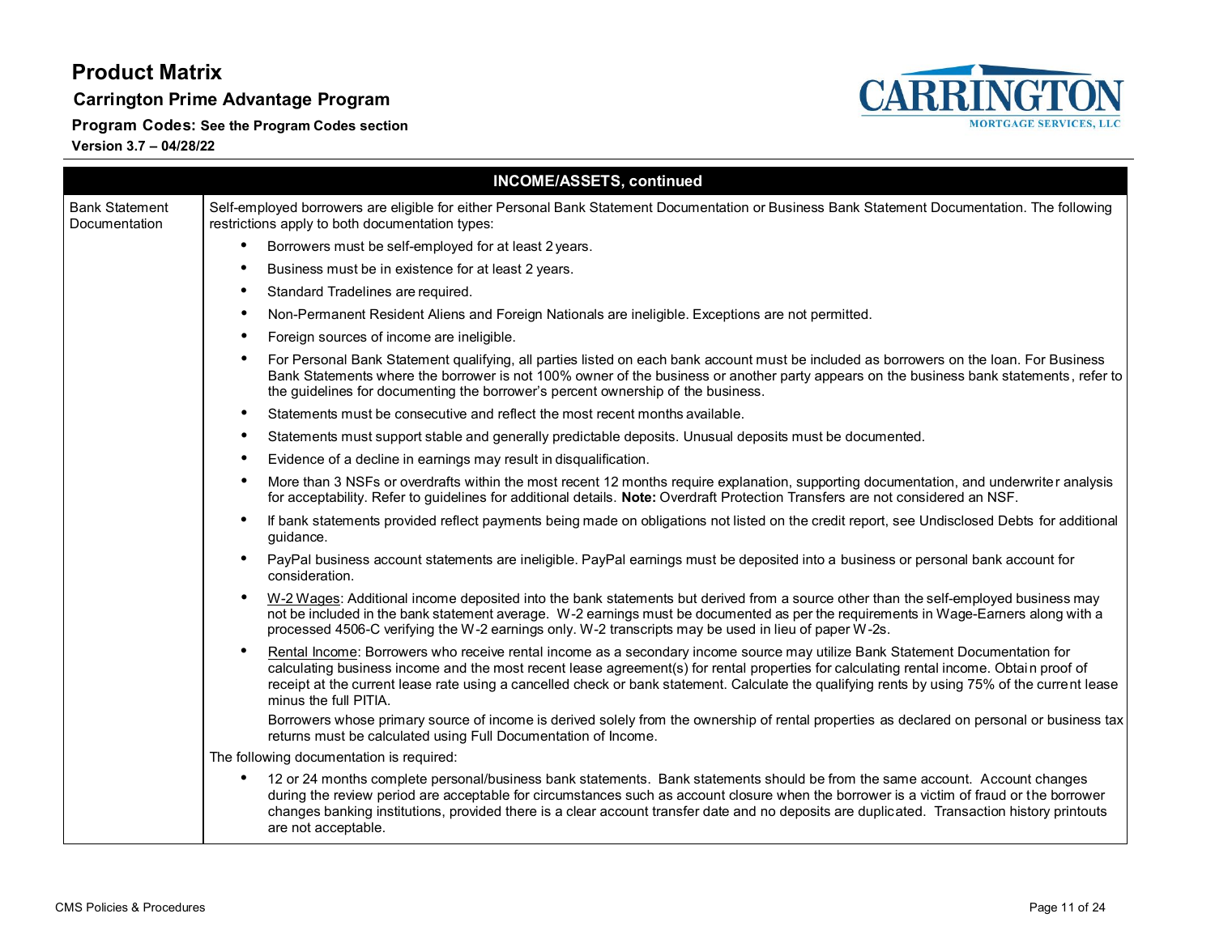## INCOME/ASSETS, continued

| | |
|---|---|
| Bank Statement Documentation | Self-employed borrowers are eligible for either Personal Bank Statement Documentation or Business Bank Statement Documentation. The following restrictions apply to both documentation types:<br>• Borrowers must be self-employed for at least 2 years.<br>• Business must be in existence for at least 2 years.<br>• Standard Tradelines are required.<br>• Non-Permanent Resident Aliens and Foreign Nationals are ineligible. Exceptions are not permitted.<br>• Foreign sources of income are ineligible.<br>• For Personal Bank Statement qualifying, all parties listed on each bank account must be included as borrowers on the loan. For Business Bank Statements where the borrower is not 100% owner of the business or another party appears on the business bank statements, refer to the guidelines for documenting the borrower's percent ownership of the business.<br>• Statements must be consecutive and reflect the most recent months available.<br>• Statements must support stable and generally predictable deposits. Unusual deposits must be documented.<br>• Evidence of a decline in earnings may result in disqualification.<br>• More than 3 NSFs or overdrafts within the most recent 12 months require explanation, supporting documentation, and underwriter analysis for acceptability. Refer to guidelines for additional details. **Note:** Overdraft Protection Transfers are not considered an NSF.<br>• If bank statements provided reflect payments being made on obligations not listed on the credit report, see Undisclosed Debts for additional guidance.<br>• PayPal business account statements are ineligible. PayPal earnings must be deposited into a business or personal bank account for consideration.<br>• W-2 Wages: Additional income deposited into the bank statements but derived from a source other than the self-employed business may not be included in the bank statement average. W-2 earnings must be documented as per the requirements in Wage-Earners along with a processed 4506-C verifying the W-2 earnings only. W-2 transcripts may be used in lieu of paper W-2s.<br>• Rental Income: Borrowers who receive rental income as a secondary income source may utilize Bank Statement Documentation for calculating business income and the most recent lease agreement(s) for rental properties for calculating rental income. Obtain proof of receipt at the current lease rate using a cancelled check or bank statement. Calculate the qualifying rents by using 75% of the current lease minus the full PITIA.<br>Borrowers whose primary source of income is derived solely from the ownership of rental properties as declared on personal or business tax returns must be calculated using Full Documentation of Income.<br>The following documentation is required:<br>• 12 or 24 months complete personal/business bank statements. Bank statements should be from the same account. Account changes during the review period are acceptable for circumstances such as account closure when the borrower is a victim of fraud or the borrower changes banking institutions, provided there is a clear account transfer date and no deposits are duplicated. Transaction history printouts are not acceptable. |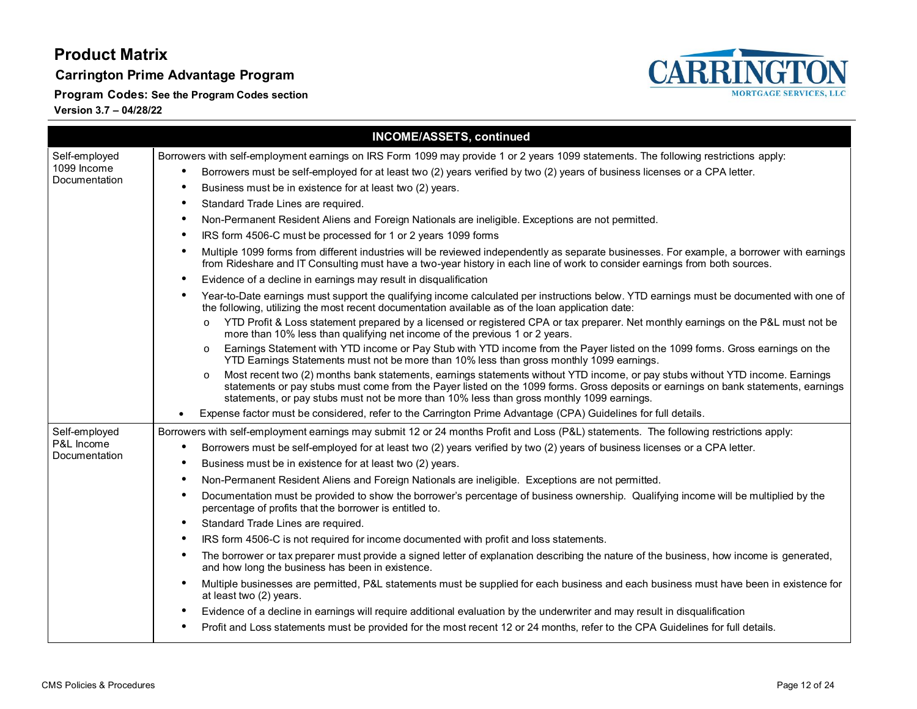# Product Matrix

## Carrington Prime Advantage Program

**Program Codes: See the Program Codes section**

**Version 3.7 – 04/28/22**

| INCOME/ASSETS, continued | |
|---|---|
| Self-employed 1099 Income Documentation | Borrowers with self-employment earnings on IRS Form 1099 may provide 1 or 2 years 1099 statements. The following restrictions apply:<br>• Borrowers must be self-employed for at least two (2) years verified by two (2) years of business licenses or a CPA letter.<br>• Business must be in existence for at least two (2) years.<br>• Standard Trade Lines are required.<br>• Non-Permanent Resident Aliens and Foreign Nationals are ineligible. Exceptions are not permitted.<br>• IRS form 4506-C must be processed for 1 or 2 years 1099 forms<br>• Multiple 1099 forms from different industries will be reviewed independently as separate businesses. For example, a borrower with earnings from Rideshare and IT Consulting must have a two-year history in each line of work to consider earnings from both sources.<br>• Evidence of a decline in earnings may result in disqualification<br>• Year-to-Date earnings must support the qualifying income calculated per instructions below. YTD earnings must be documented with one of the following, utilizing the most recent documentation available as of the loan application date:<br>&nbsp;&nbsp;&nbsp;o YTD Profit & Loss statement prepared by a licensed or registered CPA or tax preparer. Net monthly earnings on the P&L must not be more than 10% less than qualifying net income of the previous 1 or 2 years.<br>&nbsp;&nbsp;&nbsp;o Earnings Statement with YTD income or Pay Stub with YTD income from the Payer listed on the 1099 forms. Gross earnings on the YTD Earnings Statements must not be more than 10% less than gross monthly 1099 earnings.<br>&nbsp;&nbsp;&nbsp;o Most recent two (2) months bank statements, earnings statements without YTD income, or pay stubs without YTD income. Earnings statements or pay stubs must come from the Payer listed on the 1099 forms. Gross deposits or earnings on bank statements, earnings statements, or pay stubs must not be more than 10% less than gross monthly 1099 earnings.<br>• Expense factor must be considered, refer to the Carrington Prime Advantage (CPA) Guidelines for full details. |
| Self-employed P&L Income Documentation | Borrowers with self-employment earnings may submit 12 or 24 months Profit and Loss (P&L) statements. The following restrictions apply:<br>• Borrowers must be self-employed for at least two (2) years verified by two (2) years of business licenses or a CPA letter.<br>• Business must be in existence for at least two (2) years.<br>• Non-Permanent Resident Aliens and Foreign Nationals are ineligible. Exceptions are not permitted.<br>• Documentation must be provided to show the borrower's percentage of business ownership. Qualifying income will be multiplied by the percentage of profits that the borrower is entitled to.<br>• Standard Trade Lines are required.<br>• IRS form 4506-C is not required for income documented with profit and loss statements.<br>• The borrower or tax preparer must provide a signed letter of explanation describing the nature of the business, how income is generated, and how long the business has been in existence.<br>• Multiple businesses are permitted, P&L statements must be supplied for each business and each business must have been in existence for at least two (2) years.<br>• Evidence of a decline in earnings will require additional evaluation by the underwriter and may result in disqualification<br>• Profit and Loss statements must be provided for the most recent 12 or 24 months, refer to the CPA Guidelines for full details. |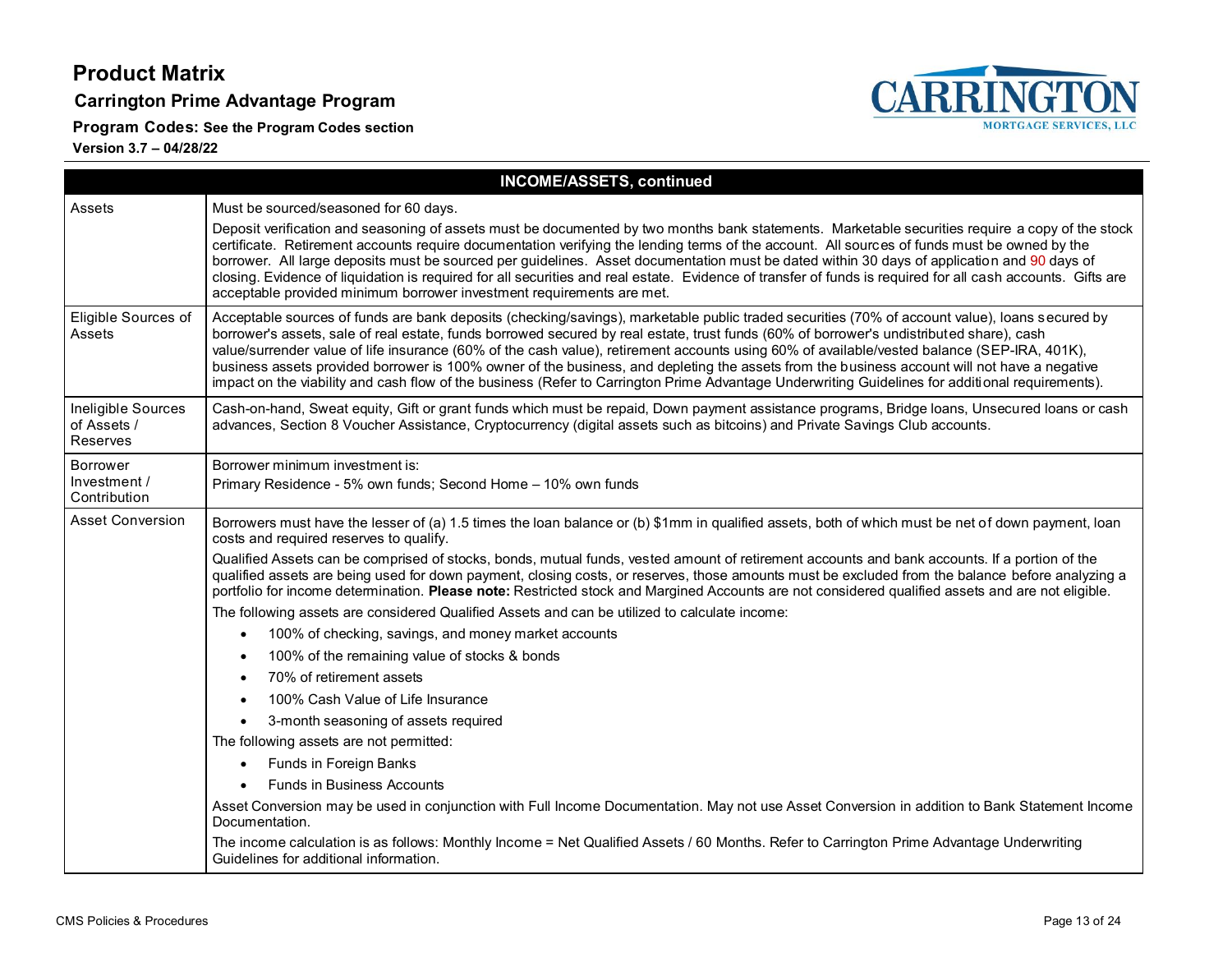# Product Matrix

## Carrington Prime Advantage Program

**Program Codes: See the Program Codes section**

**Version 3.7 – 04/28/22**

| INCOME/ASSETS, continued | |
|---|---|
| Assets | Must be sourced/seasoned for 60 days.<br><br>Deposit verification and seasoning of assets must be documented by two months bank statements. Marketable securities require a copy of the stock certificate. Retirement accounts require documentation verifying the lending terms of the account. All sources of funds must be owned by the borrower. All large deposits must be sourced per guidelines. Asset documentation must be dated within 30 days of application and 90 days of closing. Evidence of liquidation is required for all securities and real estate. Evidence of transfer of funds is required for all cash accounts. Gifts are acceptable provided minimum borrower investment requirements are met. |
| Eligible Sources of Assets | Acceptable sources of funds are bank deposits (checking/savings), marketable public traded securities (70% of account value), loans secured by borrower's assets, sale of real estate, funds borrowed secured by real estate, trust funds (60% of borrower's undistributed share), cash value/surrender value of life insurance (60% of the cash value), retirement accounts using 60% of available/vested balance (SEP-IRA, 401K), business assets provided borrower is 100% owner of the business, and depleting the assets from the business account will not have a negative impact on the viability and cash flow of the business (Refer to Carrington Prime Advantage Underwriting Guidelines for additional requirements). |
| Ineligible Sources of Assets / Reserves | Cash-on-hand, Sweat equity, Gift or grant funds which must be repaid, Down payment assistance programs, Bridge loans, Unsecured loans or cash advances, Section 8 Voucher Assistance, Cryptocurrency (digital assets such as bitcoins) and Private Savings Club accounts. |
| Borrower Investment / Contribution | Borrower minimum investment is:<br><br>Primary Residence - 5% own funds; Second Home – 10% own funds |
| Asset Conversion | Borrowers must have the lesser of (a) 1.5 times the loan balance or (b) $1mm in qualified assets, both of which must be net of down payment, loan costs and required reserves to qualify.<br><br>Qualified Assets can be comprised of stocks, bonds, mutual funds, vested amount of retirement accounts and bank accounts. If a portion of the qualified assets are being used for down payment, closing costs, or reserves, those amounts must be excluded from the balance before analyzing a portfolio for income determination. **Please note:** Restricted stock and Margined Accounts are not considered qualified assets and are not eligible.<br><br>The following assets are considered Qualified Assets and can be utilized to calculate income:<br>• 100% of checking, savings, and money market accounts<br>• 100% of the remaining value of stocks & bonds<br>• 70% of retirement assets<br>• 100% Cash Value of Life Insurance<br>• 3-month seasoning of assets required<br><br>The following assets are not permitted:<br>• Funds in Foreign Banks<br>• Funds in Business Accounts<br><br>Asset Conversion may be used in conjunction with Full Income Documentation. May not use Asset Conversion in addition to Bank Statement Income Documentation.<br><br>The income calculation is as follows: Monthly Income = Net Qualified Assets / 60 Months. Refer to Carrington Prime Advantage Underwriting Guidelines for additional information. |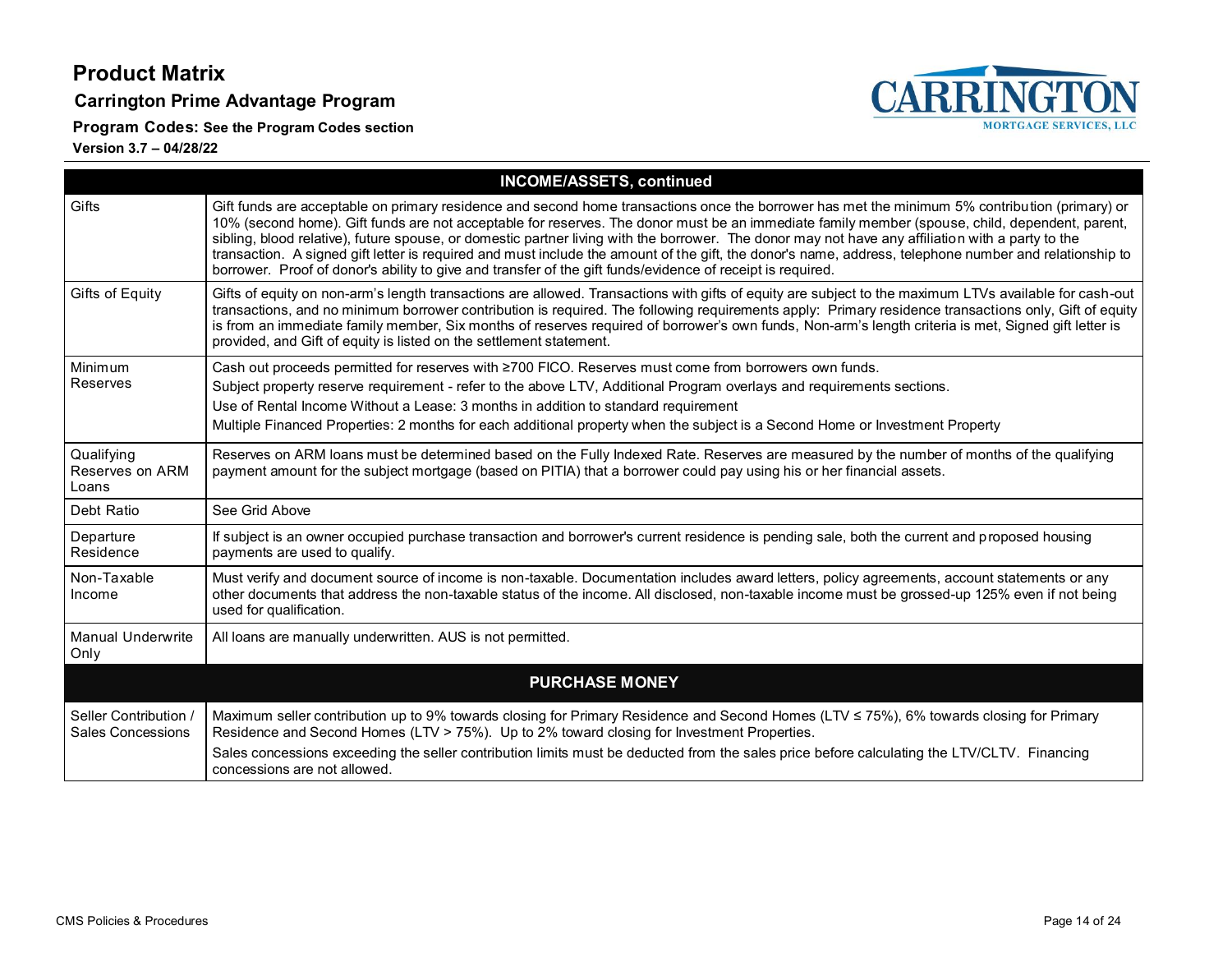# Product Matrix

## Carrington Prime Advantage Program

**Program Codes:** See the Program Codes section

**Version 3.7 – 04/28/22**

| INCOME/ASSETS, continued | |
|---|---|
| Gifts | Gift funds are acceptable on primary residence and second home transactions once the borrower has met the minimum 5% contribution (primary) or 10% (second home). Gift funds are not acceptable for reserves. The donor must be an immediate family member (spouse, child, dependent, parent, sibling, blood relative), future spouse, or domestic partner living with the borrower. The donor may not have any affiliation with a party to the transaction. A signed gift letter is required and must include the amount of the gift, the donor's name, address, telephone number and relationship to borrower. Proof of donor's ability to give and transfer of the gift funds/evidence of receipt is required. |
| Gifts of Equity | Gifts of equity on non-arm's length transactions are allowed. Transactions with gifts of equity are subject to the maximum LTVs available for cash-out transactions, and no minimum borrower contribution is required. The following requirements apply: Primary residence transactions only, Gift of equity is from an immediate family member, Six months of reserves required of borrower's own funds, Non-arm's length criteria is met, Signed gift letter is provided, and Gift of equity is listed on the settlement statement. |
| Minimum Reserves | Cash out proceeds permitted for reserves with ≥700 FICO. Reserves must come from borrowers own funds.<br>Subject property reserve requirement - refer to the above LTV, Additional Program overlays and requirements sections.<br>Use of Rental Income Without a Lease: 3 months in addition to standard requirement<br>Multiple Financed Properties: 2 months for each additional property when the subject is a Second Home or Investment Property |
| Qualifying Reserves on ARM Loans | Reserves on ARM loans must be determined based on the Fully Indexed Rate. Reserves are measured by the number of months of the qualifying payment amount for the subject mortgage (based on PITIA) that a borrower could pay using his or her financial assets. |
| Debt Ratio | See Grid Above |
| Departure Residence | If subject is an owner occupied purchase transaction and borrower's current residence is pending sale, both the current and proposed housing payments are used to qualify. |
| Non-Taxable Income | Must verify and document source of income is non-taxable. Documentation includes award letters, policy agreements, account statements or any other documents that address the non-taxable status of the income. All disclosed, non-taxable income must be grossed-up 125% even if not being used for qualification. |
| Manual Underwrite Only | All loans are manually underwritten. AUS is not permitted. |
| **PURCHASE MONEY** | |
| Seller Contribution / Sales Concessions | Maximum seller contribution up to 9% towards closing for Primary Residence and Second Homes (LTV ≤ 75%), 6% towards closing for Primary Residence and Second Homes (LTV > 75%). Up to 2% toward closing for Investment Properties.<br>Sales concessions exceeding the seller contribution limits must be deducted from the sales price before calculating the LTV/CLTV. Financing concessions are not allowed. |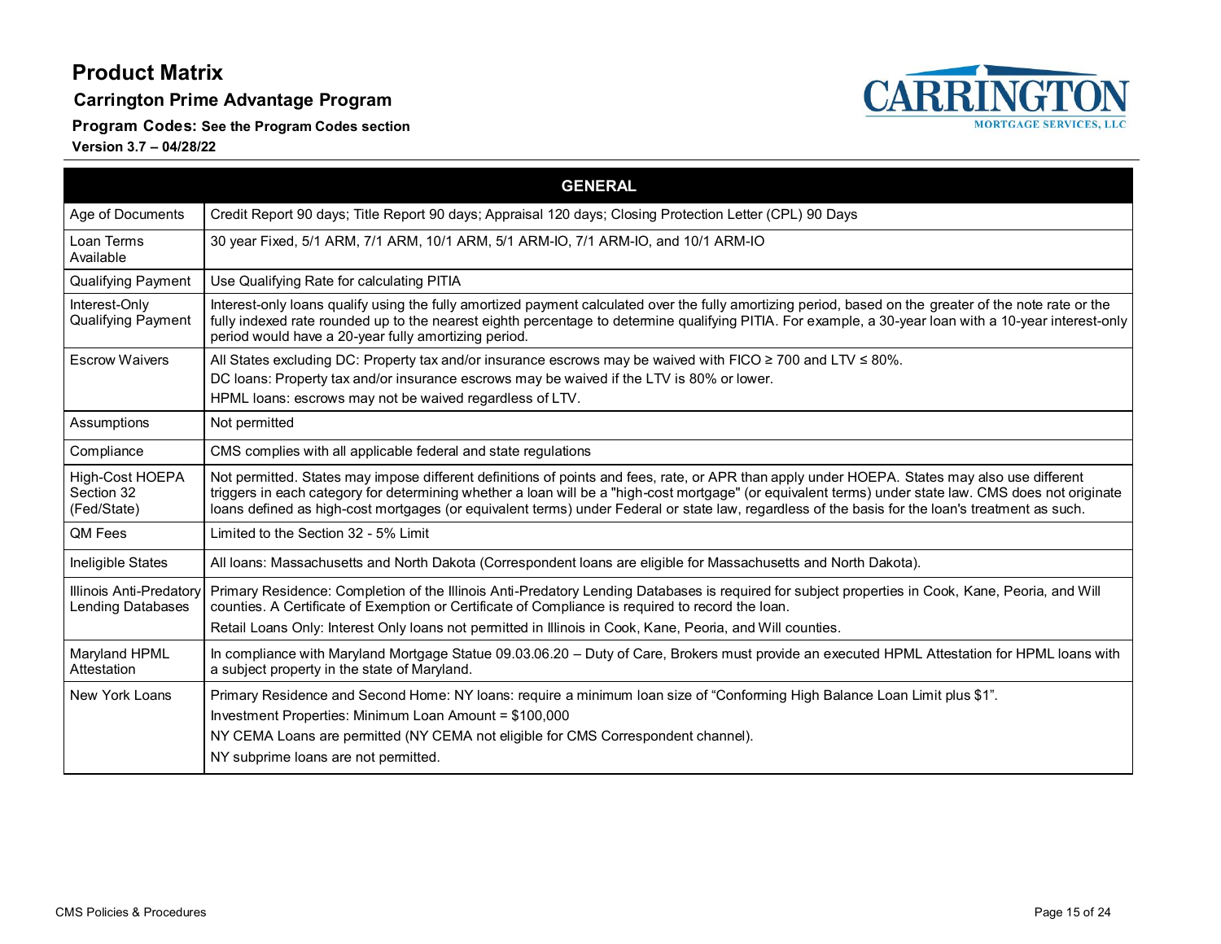# Product Matrix

## Carrington Prime Advantage Program

**Program Codes:** See the Program Codes section

**Version 3.7 – 04/28/22**

| GENERAL | |
|---|---|
| Age of Documents | Credit Report 90 days; Title Report 90 days; Appraisal 120 days; Closing Protection Letter (CPL) 90 Days |
| Loan Terms Available | 30 year Fixed, 5/1 ARM, 7/1 ARM, 10/1 ARM, 5/1 ARM-IO, 7/1 ARM-IO, and 10/1 ARM-IO |
| Qualifying Payment | Use Qualifying Rate for calculating PITIA |
| Interest-Only Qualifying Payment | Interest-only loans qualify using the fully amortized payment calculated over the fully amortizing period, based on the greater of the note rate or the fully indexed rate rounded up to the nearest eighth percentage to determine qualifying PITIA. For example, a 30-year loan with a 10-year interest-only period would have a 20-year fully amortizing period. |
| Escrow Waivers | All States excluding DC: Property tax and/or insurance escrows may be waived with FICO ≥ 700 and LTV ≤ 80%.<br>DC loans: Property tax and/or insurance escrows may be waived if the LTV is 80% or lower.<br>HPML loans: escrows may not be waived regardless of LTV. |
| Assumptions | Not permitted |
| Compliance | CMS complies with all applicable federal and state regulations |
| High-Cost HOEPA Section 32 (Fed/State) | Not permitted. States may impose different definitions of points and fees, rate, or APR than apply under HOEPA. States may also use different triggers in each category for determining whether a loan will be a "high-cost mortgage" (or equivalent terms) under state law. CMS does not originate loans defined as high-cost mortgages (or equivalent terms) under Federal or state law, regardless of the basis for the loan's treatment as such. |
| QM Fees | Limited to the Section 32 - 5% Limit |
| Ineligible States | All loans: Massachusetts and North Dakota (Correspondent loans are eligible for Massachusetts and North Dakota). |
| Illinois Anti-Predatory Lending Databases | Primary Residence: Completion of the Illinois Anti-Predatory Lending Databases is required for subject properties in Cook, Kane, Peoria, and Will counties. A Certificate of Exemption or Certificate of Compliance is required to record the loan.<br>Retail Loans Only: Interest Only loans not permitted in Illinois in Cook, Kane, Peoria, and Will counties. |
| Maryland HPML Attestation | In compliance with Maryland Mortgage Statue 09.03.06.20 – Duty of Care, Brokers must provide an executed HPML Attestation for HPML loans with a subject property in the state of Maryland. |
| New York Loans | Primary Residence and Second Home: NY loans: require a minimum loan size of "Conforming High Balance Loan Limit plus $1".<br>Investment Properties: Minimum Loan Amount = $100,000<br>NY CEMA Loans are permitted (NY CEMA not eligible for CMS Correspondent channel).<br>NY subprime loans are not permitted. |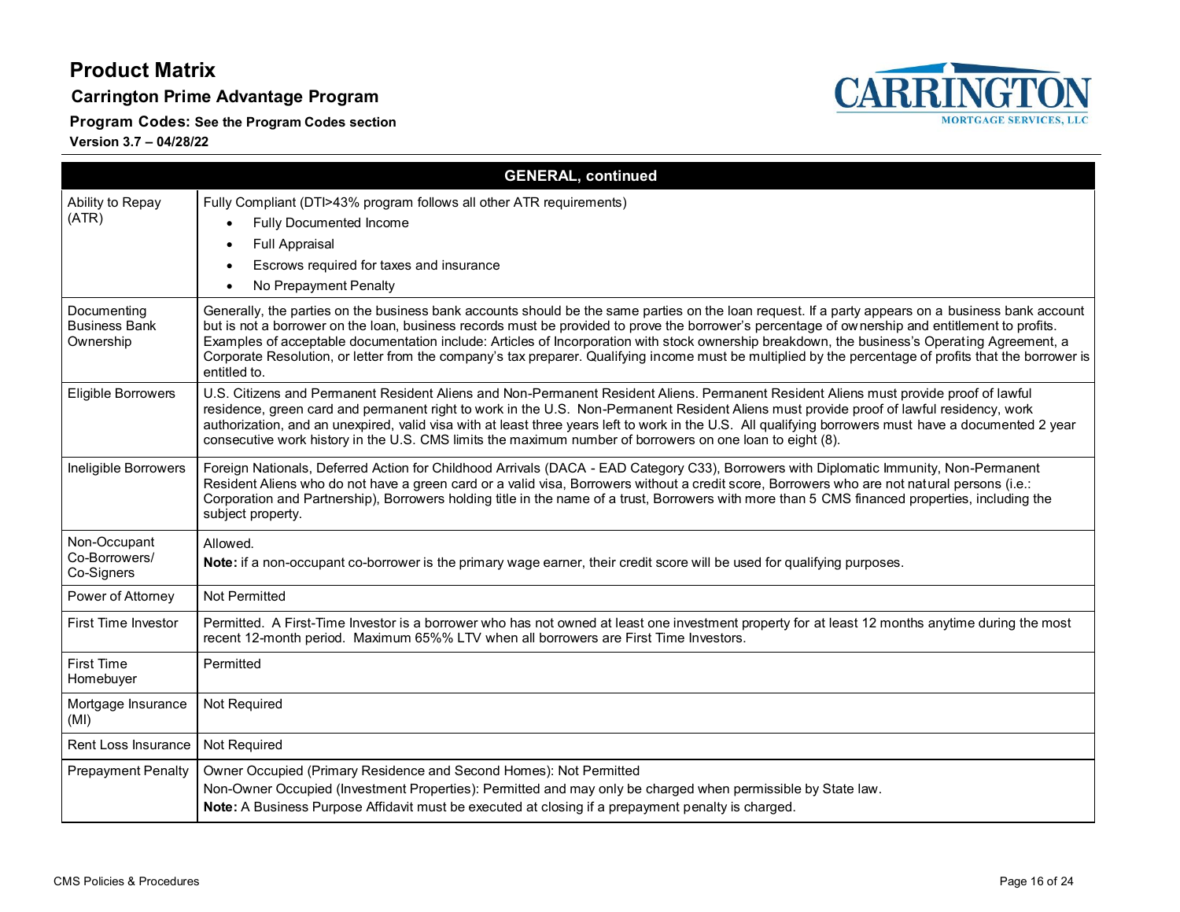# Product Matrix

## Carrington Prime Advantage Program

**Program Codes:** See the Program Codes section

**Version 3.7 – 04/28/22**

| GENERAL, continued | |
|---|---|
| Ability to Repay (ATR) | Fully Compliant (DTI>43% program follows all other ATR requirements)<br>• Fully Documented Income<br>• Full Appraisal<br>• Escrows required for taxes and insurance<br>• No Prepayment Penalty |
| Documenting Business Bank Ownership | Generally, the parties on the business bank accounts should be the same parties on the loan request. If a party appears on a business bank account but is not a borrower on the loan, business records must be provided to prove the borrower's percentage of ownership and entitlement to profits. Examples of acceptable documentation include: Articles of Incorporation with stock ownership breakdown, the business's Operating Agreement, a Corporate Resolution, or letter from the company's tax preparer. Qualifying income must be multiplied by the percentage of profits that the borrower is entitled to. |
| Eligible Borrowers | U.S. Citizens and Permanent Resident Aliens and Non-Permanent Resident Aliens. Permanent Resident Aliens must provide proof of lawful residence, green card and permanent right to work in the U.S. Non-Permanent Resident Aliens must provide proof of lawful residency, work authorization, and an unexpired, valid visa with at least three years left to work in the U.S. All qualifying borrowers must have a documented 2 year consecutive work history in the U.S. CMS limits the maximum number of borrowers on one loan to eight (8). |
| Ineligible Borrowers | Foreign Nationals, Deferred Action for Childhood Arrivals (DACA - EAD Category C33), Borrowers with Diplomatic Immunity, Non-Permanent Resident Aliens who do not have a green card or a valid visa, Borrowers without a credit score, Borrowers who are not natural persons (i.e.: Corporation and Partnership), Borrowers holding title in the name of a trust, Borrowers with more than 5 CMS financed properties, including the subject property. |
| Non-Occupant Co-Borrowers/ Co-Signers | Allowed.<br>**Note:** if a non-occupant co-borrower is the primary wage earner, their credit score will be used for qualifying purposes. |
| Power of Attorney | Not Permitted |
| First Time Investor | Permitted. A First-Time Investor is a borrower who has not owned at least one investment property for at least 12 months anytime during the most recent 12-month period. Maximum 65%% LTV when all borrowers are First Time Investors. |
| First Time Homebuyer | Permitted |
| Mortgage Insurance (MI) | Not Required |
| Rent Loss Insurance | Not Required |
| Prepayment Penalty | Owner Occupied (Primary Residence and Second Homes): Not Permitted<br>Non-Owner Occupied (Investment Properties): Permitted and may only be charged when permissible by State law.<br>**Note:** A Business Purpose Affidavit must be executed at closing if a prepayment penalty is charged. |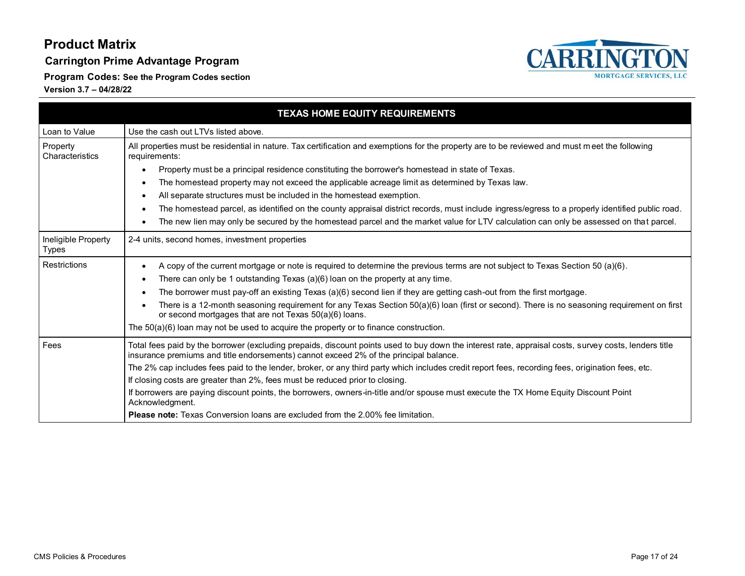# Product Matrix

**Carrington Prime Advantage Program**

**Program Codes: See the Program Codes section**

**Version 3.7 – 04/28/22**

| TEXAS HOME EQUITY REQUIREMENTS | |
|---|---|
| Loan to Value | Use the cash out LTVs listed above. |
| Property Characteristics | All properties must be residential in nature. Tax certification and exemptions for the property are to be reviewed and must meet the following requirements:<br>• Property must be a principal residence constituting the borrower's homestead in state of Texas.<br>• The homestead property may not exceed the applicable acreage limit as determined by Texas law.<br>• All separate structures must be included in the homestead exemption.<br>• The homestead parcel, as identified on the county appraisal district records, must include ingress/egress to a properly identified public road.<br>• The new lien may only be secured by the homestead parcel and the market value for LTV calculation can only be assessed on that parcel. |
| Ineligible Property Types | 2-4 units, second homes, investment properties |
| Restrictions | • A copy of the current mortgage or note is required to determine the previous terms are not subject to Texas Section 50 (a)(6).<br>• There can only be 1 outstanding Texas (a)(6) loan on the property at any time.<br>• The borrower must pay-off an existing Texas (a)(6) second lien if they are getting cash-out from the first mortgage.<br>• There is a 12-month seasoning requirement for any Texas Section 50(a)(6) loan (first or second). There is no seasoning requirement on first or second mortgages that are not Texas 50(a)(6) loans.<br>The 50(a)(6) loan may not be used to acquire the property or to finance construction. |
| Fees | Total fees paid by the borrower (excluding prepaids, discount points used to buy down the interest rate, appraisal costs, survey costs, lenders title insurance premiums and title endorsements) cannot exceed 2% of the principal balance.<br>The 2% cap includes fees paid to the lender, broker, or any third party which includes credit report fees, recording fees, origination fees, etc.<br>If closing costs are greater than 2%, fees must be reduced prior to closing.<br>If borrowers are paying discount points, the borrowers, owners-in-title and/or spouse must execute the TX Home Equity Discount Point Acknowledgment.<br>**Please note:** Texas Conversion loans are excluded from the 2.00% fee limitation. |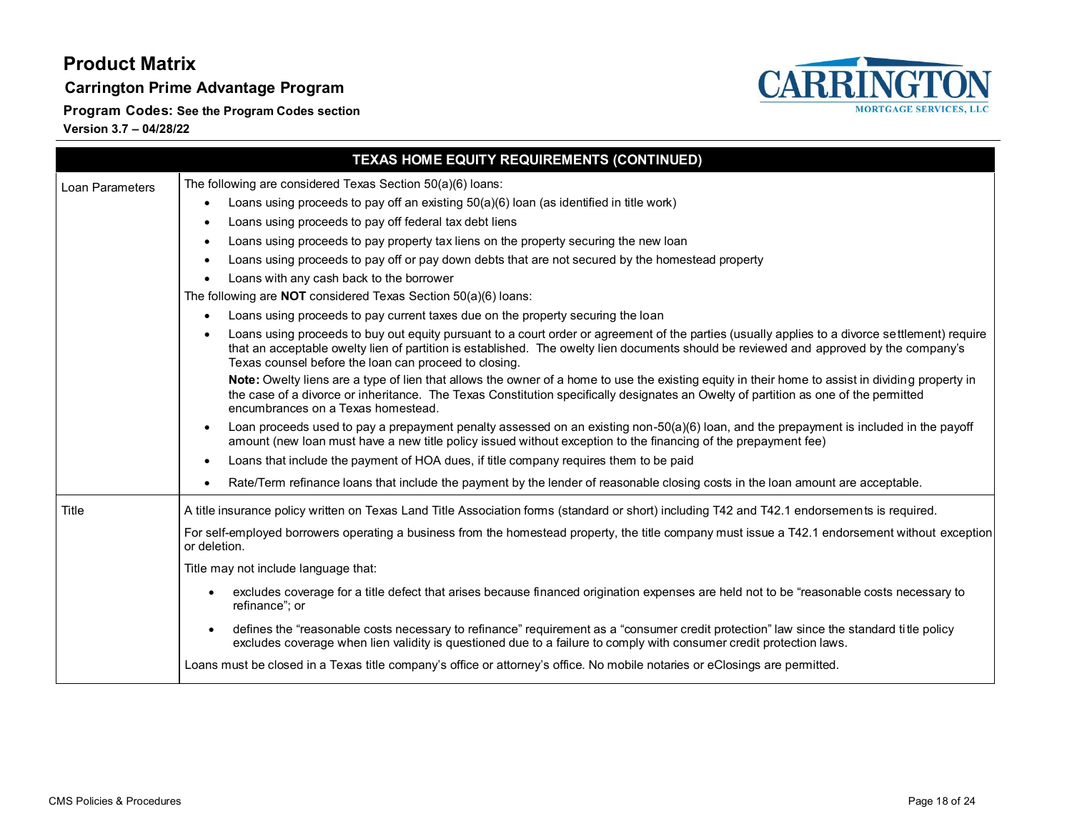# Product Matrix

## Carrington Prime Advantage Program

**Program Codes:** See the Program Codes section

**Version 3.7 – 04/28/22**

| TEXAS HOME EQUITY REQUIREMENTS (CONTINUED) | |
|---|---|
| Loan Parameters | The following are considered Texas Section 50(a)(6) loans:<br>• Loans using proceeds to pay off an existing 50(a)(6) loan (as identified in title work)<br>• Loans using proceeds to pay off federal tax debt liens<br>• Loans using proceeds to pay property tax liens on the property securing the new loan<br>• Loans using proceeds to pay off or pay down debts that are not secured by the homestead property<br>• Loans with any cash back to the borrower<br>The following are **NOT** considered Texas Section 50(a)(6) loans:<br>• Loans using proceeds to pay current taxes due on the property securing the loan<br>• Loans using proceeds to buy out equity pursuant to a court order or agreement of the parties (usually applies to a divorce settlement) require that an acceptable owelty lien of partition is established. The owelty lien documents should be reviewed and approved by the company's Texas counsel before the loan can proceed to closing.<br>**Note:** Owelty liens are a type of lien that allows the owner of a home to use the existing equity in their home to assist in dividing property in the case of a divorce or inheritance. The Texas Constitution specifically designates an Owelty of partition as one of the permitted encumbrances on a Texas homestead.<br>• Loan proceeds used to pay a prepayment penalty assessed on an existing non-50(a)(6) loan, and the prepayment is included in the payoff amount (new loan must have a new title policy issued without exception to the financing of the prepayment fee)<br>• Loans that include the payment of HOA dues, if title company requires them to be paid<br>• Rate/Term refinance loans that include the payment by the lender of reasonable closing costs in the loan amount are acceptable. |
| Title | A title insurance policy written on Texas Land Title Association forms (standard or short) including T42 and T42.1 endorsements is required.<br>For self-employed borrowers operating a business from the homestead property, the title company must issue a T42.1 endorsement without exception or deletion.<br>Title may not include language that:<br>• excludes coverage for a title defect that arises because financed origination expenses are held not to be "reasonable costs necessary to refinance"; or<br>• defines the "reasonable costs necessary to refinance" requirement as a "consumer credit protection" law since the standard title policy excludes coverage when lien validity is questioned due to a failure to comply with consumer credit protection laws.<br>Loans must be closed in a Texas title company's office or attorney's office. No mobile notaries or eClosings are permitted. |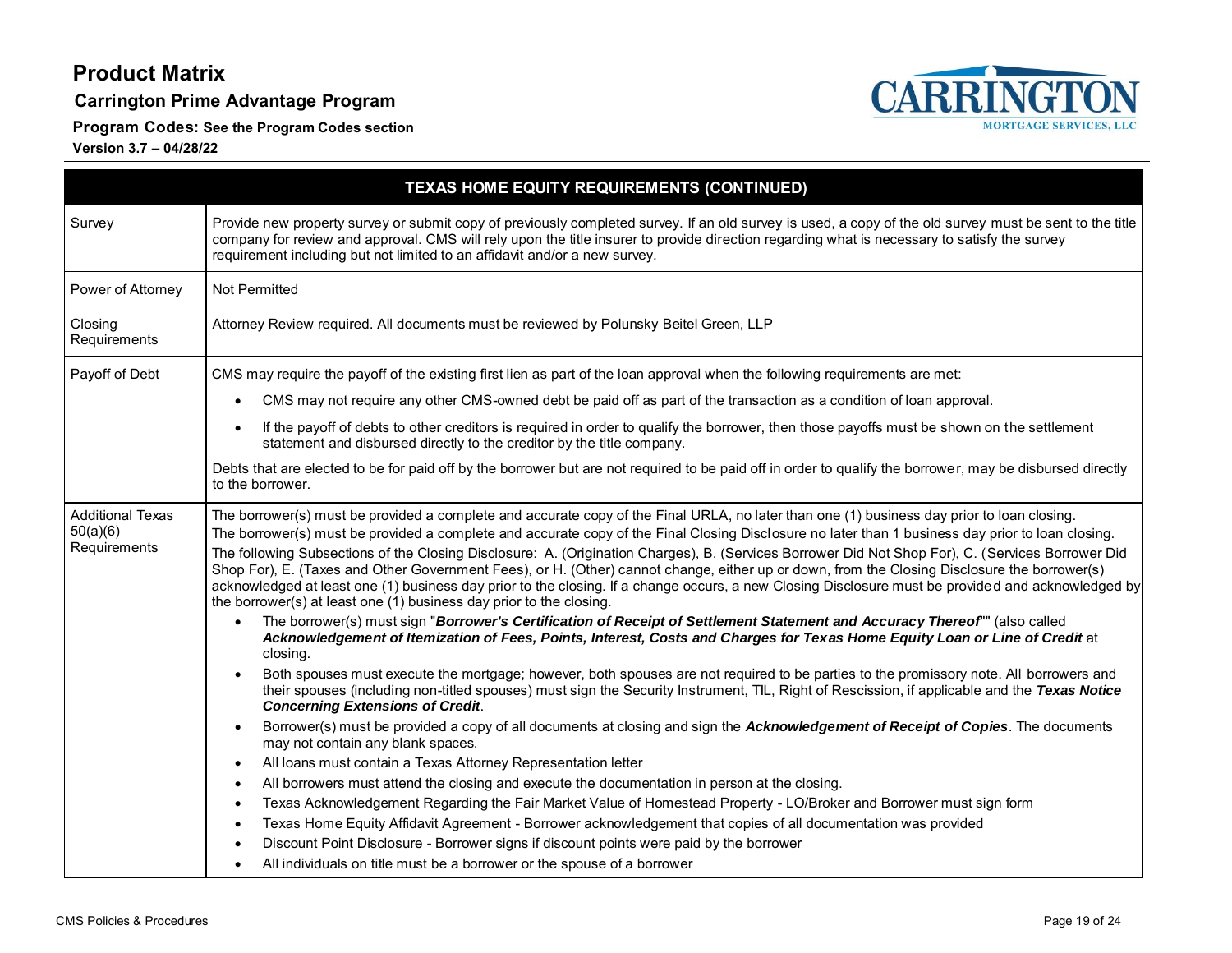# Product Matrix

## Carrington Prime Advantage Program

**Program Codes:** See the Program Codes section

**Version 3.7 – 04/28/22**

| TEXAS HOME EQUITY REQUIREMENTS (CONTINUED) | |
|---|---|
| Survey | Provide new property survey or submit copy of previously completed survey. If an old survey is used, a copy of the old survey must be sent to the title company for review and approval. CMS will rely upon the title insurer to provide direction regarding what is necessary to satisfy the survey requirement including but not limited to an affidavit and/or a new survey. |
| Power of Attorney | Not Permitted |
| Closing Requirements | Attorney Review required. All documents must be reviewed by Polunsky Beitel Green, LLP |
| Payoff of Debt | CMS may require the payoff of the existing first lien as part of the loan approval when the following requirements are met:<br>• CMS may not require any other CMS-owned debt be paid off as part of the transaction as a condition of loan approval.<br>• If the payoff of debts to other creditors is required in order to qualify the borrower, then those payoffs must be shown on the settlement statement and disbursed directly to the creditor by the title company.<br>Debts that are elected to be for paid off by the borrower but are not required to be paid off in order to qualify the borrower, may be disbursed directly to the borrower. |
| Additional Texas 50(a)(6) Requirements | The borrower(s) must be provided a complete and accurate copy of the Final URLA, no later than one (1) business day prior to loan closing.<br>The borrower(s) must be provided a complete and accurate copy of the Final Closing Disclosure no later than 1 business day prior to loan closing.<br>The following Subsections of the Closing Disclosure: A. (Origination Charges), B. (Services Borrower Did Not Shop For), C. (Services Borrower Did Shop For), E. (Taxes and Other Government Fees), or H. (Other) cannot change, either up or down, from the Closing Disclosure the borrower(s) acknowledged at least one (1) business day prior to the closing. If a change occurs, a new Closing Disclosure must be provided and acknowledged by the borrower(s) at least one (1) business day prior to the closing.<br>• The borrower(s) must sign "***Borrower's Certification of Receipt of Settlement Statement and Accuracy Thereof***"" (also called ***Acknowledgement of Itemization of Fees, Points, Interest, Costs and Charges for Texas Home Equity Loan or Line of Credit*** at closing.<br>• Both spouses must execute the mortgage; however, both spouses are not required to be parties to the promissory note. All borrowers and their spouses (including non-titled spouses) must sign the Security Instrument, TIL, Right of Rescission, if applicable and the ***Texas Notice Concerning Extensions of Credit***.<br>• Borrower(s) must be provided a copy of all documents at closing and sign the ***Acknowledgement of Receipt of Copies***. The documents may not contain any blank spaces.<br>• All loans must contain a Texas Attorney Representation letter<br>• All borrowers must attend the closing and execute the documentation in person at the closing.<br>• Texas Acknowledgement Regarding the Fair Market Value of Homestead Property - LO/Broker and Borrower must sign form<br>• Texas Home Equity Affidavit Agreement - Borrower acknowledgement that copies of all documentation was provided<br>• Discount Point Disclosure - Borrower signs if discount points were paid by the borrower<br>• All individuals on title must be a borrower or the spouse of a borrower |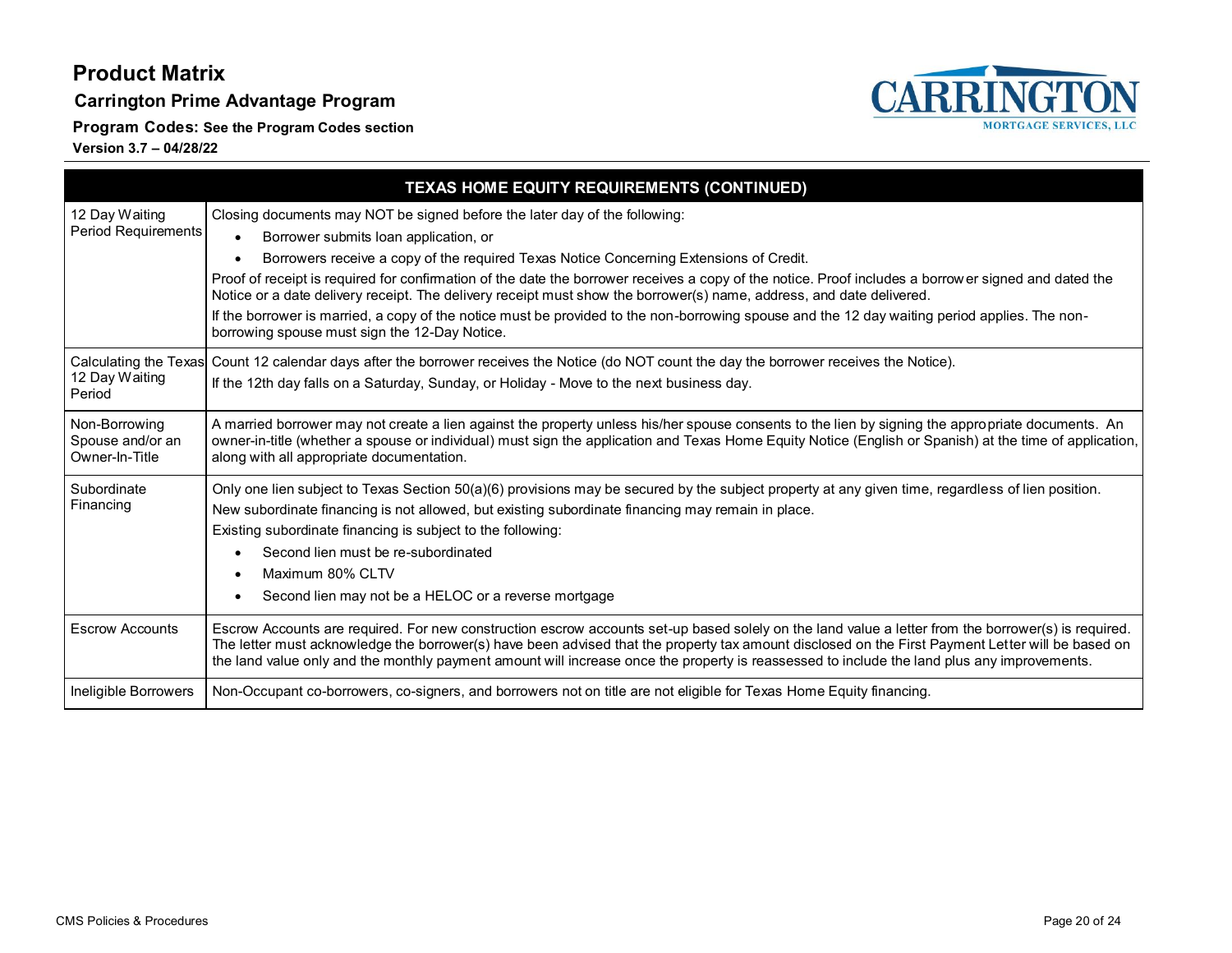# Product Matrix

## Carrington Prime Advantage Program

**Program Codes:** See the Program Codes section

**Version 3.7 – 04/28/22**

| TEXAS HOME EQUITY REQUIREMENTS (CONTINUED) | |
|---|---|
| 12 Day Waiting Period Requirements | Closing documents may NOT be signed before the later day of the following:<br>• Borrower submits loan application, or<br>• Borrowers receive a copy of the required Texas Notice Concerning Extensions of Credit.<br>Proof of receipt is required for confirmation of the date the borrower receives a copy of the notice. Proof includes a borrower signed and dated the Notice or a date delivery receipt. The delivery receipt must show the borrower(s) name, address, and date delivered.<br>If the borrower is married, a copy of the notice must be provided to the non-borrowing spouse and the 12 day waiting period applies. The non-borrowing spouse must sign the 12-Day Notice. |
| Calculating the Texas 12 Day Waiting Period | Count 12 calendar days after the borrower receives the Notice (do NOT count the day the borrower receives the Notice).<br>If the 12th day falls on a Saturday, Sunday, or Holiday - Move to the next business day. |
| Non-Borrowing Spouse and/or an Owner-In-Title | A married borrower may not create a lien against the property unless his/her spouse consents to the lien by signing the appropriate documents. An owner-in-title (whether a spouse or individual) must sign the application and Texas Home Equity Notice (English or Spanish) at the time of application, along with all appropriate documentation. |
| Subordinate Financing | Only one lien subject to Texas Section 50(a)(6) provisions may be secured by the subject property at any given time, regardless of lien position.<br>New subordinate financing is not allowed, but existing subordinate financing may remain in place.<br>Existing subordinate financing is subject to the following:<br>• Second lien must be re-subordinated<br>• Maximum 80% CLTV<br>• Second lien may not be a HELOC or a reverse mortgage |
| Escrow Accounts | Escrow Accounts are required. For new construction escrow accounts set-up based solely on the land value a letter from the borrower(s) is required. The letter must acknowledge the borrower(s) have been advised that the property tax amount disclosed on the First Payment Letter will be based on the land value only and the monthly payment amount will increase once the property is reassessed to include the land plus any improvements. |
| Ineligible Borrowers | Non-Occupant co-borrowers, co-signers, and borrowers not on title are not eligible for Texas Home Equity financing. |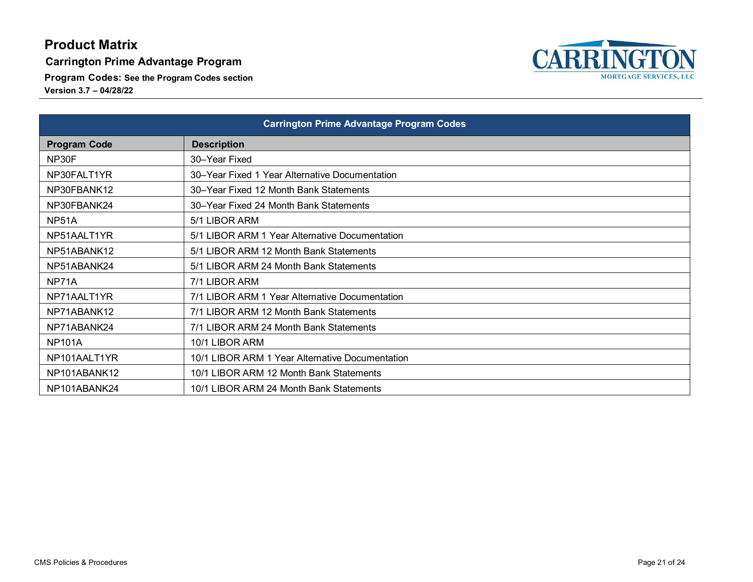# Product Matrix

## Carrington Prime Advantage Program

**Program Codes:** See the Program Codes section

**Version 3.7 – 04/28/22**

| Carrington Prime Advantage Program Codes | |
|---|---|
| **Program Code** | **Description** |
| NP30F | 30–Year Fixed |
| NP30FALT1YR | 30–Year Fixed 1 Year Alternative Documentation |
| NP30FBANK12 | 30–Year Fixed 12 Month Bank Statements |
| NP30FBANK24 | 30–Year Fixed 24 Month Bank Statements |
| NP51A | 5/1 LIBOR ARM |
| NP51AALT1YR | 5/1 LIBOR ARM 1 Year Alternative Documentation |
| NP51ABANK12 | 5/1 LIBOR ARM 12 Month Bank Statements |
| NP51ABANK24 | 5/1 LIBOR ARM 24 Month Bank Statements |
| NP71A | 7/1 LIBOR ARM |
| NP71AALT1YR | 7/1 LIBOR ARM 1 Year Alternative Documentation |
| NP71ABANK12 | 7/1 LIBOR ARM 12 Month Bank Statements |
| NP71ABANK24 | 7/1 LIBOR ARM 24 Month Bank Statements |
| NP101A | 10/1 LIBOR ARM |
| NP101AALT1YR | 10/1 LIBOR ARM 1 Year Alternative Documentation |
| NP101ABANK12 | 10/1 LIBOR ARM 12 Month Bank Statements |
| NP101ABANK24 | 10/1 LIBOR ARM 24 Month Bank Statements |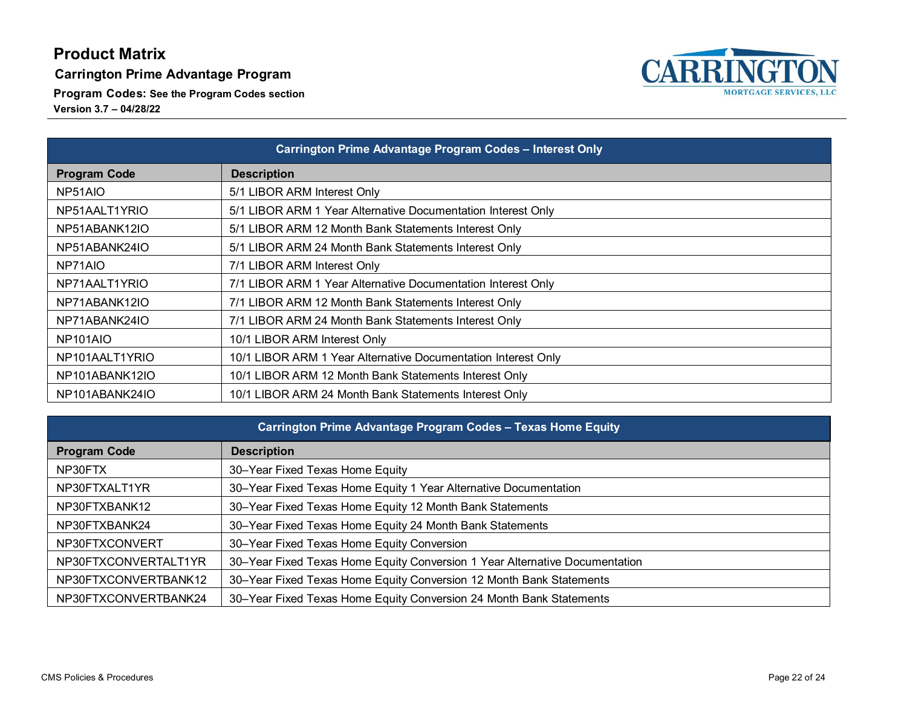# Product Matrix

## Carrington Prime Advantage Program

**Program Codes:** See the Program Codes section

**Version 3.7 – 04/28/22**

| Carrington Prime Advantage Program Codes – Interest Only | |
|---|---|
| **Program Code** | **Description** |
| NP51AIO | 5/1 LIBOR ARM Interest Only |
| NP51AALT1YRIO | 5/1 LIBOR ARM 1 Year Alternative Documentation Interest Only |
| NP51ABANK12IO | 5/1 LIBOR ARM 12 Month Bank Statements Interest Only |
| NP51ABANK24IO | 5/1 LIBOR ARM 24 Month Bank Statements Interest Only |
| NP71AIO | 7/1 LIBOR ARM Interest Only |
| NP71AALT1YRIO | 7/1 LIBOR ARM 1 Year Alternative Documentation Interest Only |
| NP71ABANK12IO | 7/1 LIBOR ARM 12 Month Bank Statements Interest Only |
| NP71ABANK24IO | 7/1 LIBOR ARM 24 Month Bank Statements Interest Only |
| NP101AIO | 10/1 LIBOR ARM Interest Only |
| NP101AALT1YRIO | 10/1 LIBOR ARM 1 Year Alternative Documentation Interest Only |
| NP101ABANK12IO | 10/1 LIBOR ARM 12 Month Bank Statements Interest Only |
| NP101ABANK24IO | 10/1 LIBOR ARM 24 Month Bank Statements Interest Only |

| Carrington Prime Advantage Program Codes – Texas Home Equity | |
|---|---|
| **Program Code** | **Description** |
| NP30FTX | 30–Year Fixed Texas Home Equity |
| NP30FTXALT1YR | 30–Year Fixed Texas Home Equity 1 Year Alternative Documentation |
| NP30FTXBANK12 | 30–Year Fixed Texas Home Equity 12 Month Bank Statements |
| NP30FTXBANK24 | 30–Year Fixed Texas Home Equity 24 Month Bank Statements |
| NP30FTXCONVERT | 30–Year Fixed Texas Home Equity Conversion |
| NP30FTXCONVERTALT1YR | 30–Year Fixed Texas Home Equity Conversion 1 Year Alternative Documentation |
| NP30FTXCONVERTBANK12 | 30–Year Fixed Texas Home Equity Conversion 12 Month Bank Statements |
| NP30FTXCONVERTBANK24 | 30–Year Fixed Texas Home Equity Conversion 24 Month Bank Statements |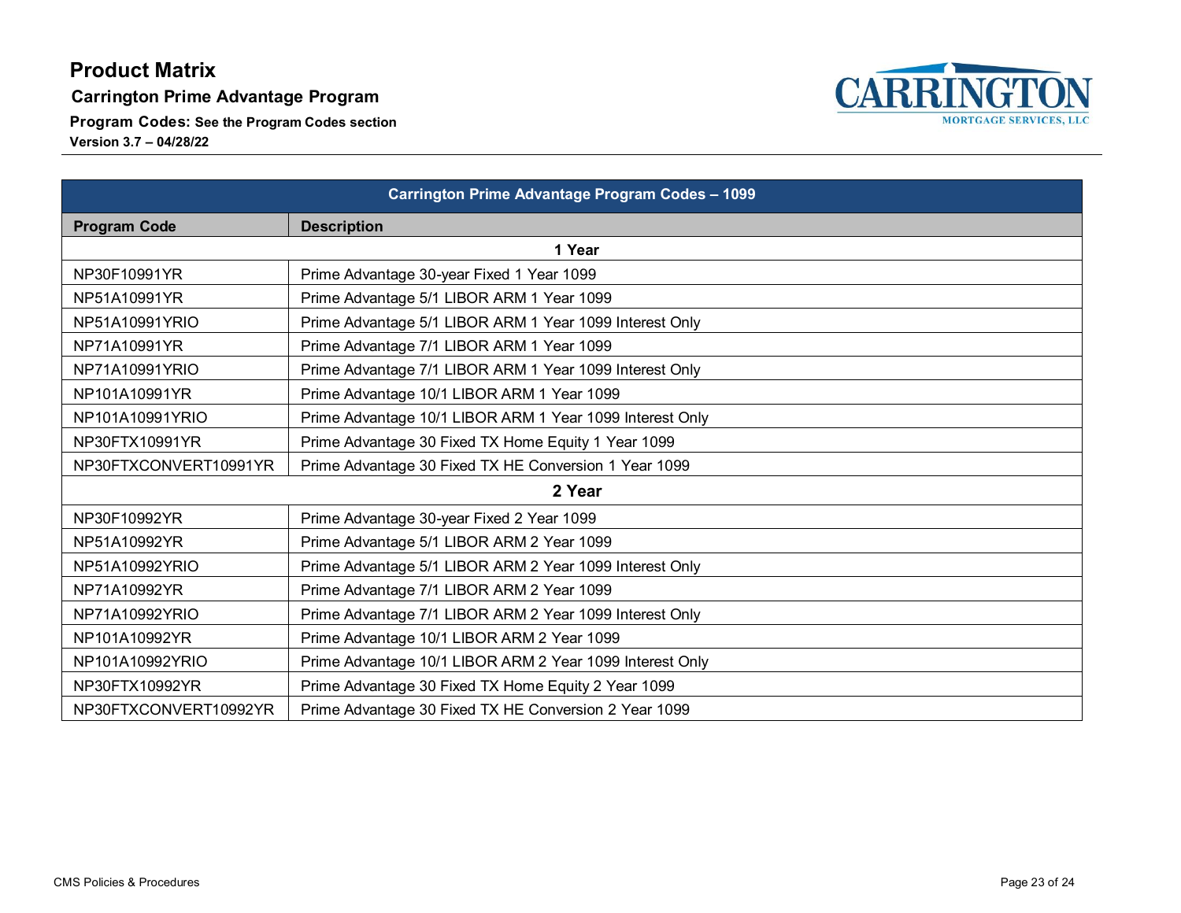# Product Matrix

## Carrington Prime Advantage Program

**Program Codes:** See the Program Codes section

**Version 3.7 – 04/28/22**

CARRINGTON MORTGAGE SERVICES, LLC

| Carrington Prime Advantage Program Codes – 1099 | |
|---|---|
| **Program Code** | **Description** |
| | **1 Year** |
| NP30F10991YR | Prime Advantage 30-year Fixed 1 Year 1099 |
| NP51A10991YR | Prime Advantage 5/1 LIBOR ARM 1 Year 1099 |
| NP51A10991YRIO | Prime Advantage 5/1 LIBOR ARM 1 Year 1099 Interest Only |
| NP71A10991YR | Prime Advantage 7/1 LIBOR ARM 1 Year 1099 |
| NP71A10991YRIO | Prime Advantage 7/1 LIBOR ARM 1 Year 1099 Interest Only |
| NP101A10991YR | Prime Advantage 10/1 LIBOR ARM 1 Year 1099 |
| NP101A10991YRIO | Prime Advantage 10/1 LIBOR ARM 1 Year 1099 Interest Only |
| NP30FTX10991YR | Prime Advantage 30 Fixed TX Home Equity 1 Year 1099 |
| NP30FTXCONVERT10991YR | Prime Advantage 30 Fixed TX HE Conversion 1 Year 1099 |
| | **2 Year** |
| NP30F10992YR | Prime Advantage 30-year Fixed 2 Year 1099 |
| NP51A10992YR | Prime Advantage 5/1 LIBOR ARM 2 Year 1099 |
| NP51A10992YRIO | Prime Advantage 5/1 LIBOR ARM 2 Year 1099 Interest Only |
| NP71A10992YR | Prime Advantage 7/1 LIBOR ARM 2 Year 1099 |
| NP71A10992YRIO | Prime Advantage 7/1 LIBOR ARM 2 Year 1099 Interest Only |
| NP101A10992YR | Prime Advantage 10/1 LIBOR ARM 2 Year 1099 |
| NP101A10992YRIO | Prime Advantage 10/1 LIBOR ARM 2 Year 1099 Interest Only |
| NP30FTX10992YR | Prime Advantage 30 Fixed TX Home Equity 2 Year 1099 |
| NP30FTXCONVERT10992YR | Prime Advantage 30 Fixed TX HE Conversion 2 Year 1099 |

CMS Policies & Procedures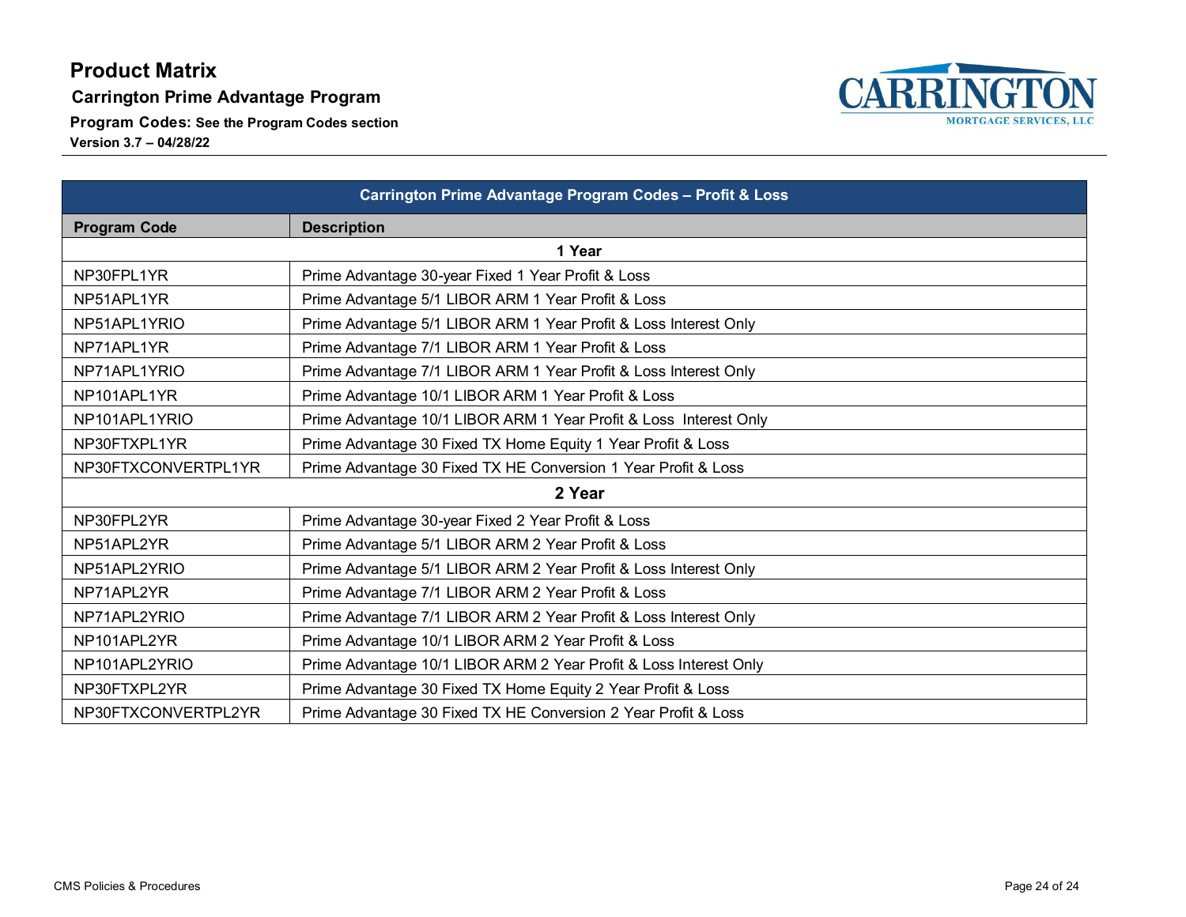# Product Matrix

## Carrington Prime Advantage Program

**Program Codes:** See the Program Codes section

**Version 3.7 – 04/28/22**

| Carrington Prime Advantage Program Codes – Profit & Loss | |
|---|---|
| **Program Code** | **Description** |
| **1 Year** | |
| NP30FPL1YR | Prime Advantage 30-year Fixed 1 Year Profit & Loss |
| NP51APL1YR | Prime Advantage 5/1 LIBOR ARM 1 Year Profit & Loss |
| NP51APL1YRIO | Prime Advantage 5/1 LIBOR ARM 1 Year Profit & Loss Interest Only |
| NP71APL1YR | Prime Advantage 7/1 LIBOR ARM 1 Year Profit & Loss |
| NP71APL1YRIO | Prime Advantage 7/1 LIBOR ARM 1 Year Profit & Loss Interest Only |
| NP101APL1YR | Prime Advantage 10/1 LIBOR ARM 1 Year Profit & Loss |
| NP101APL1YRIO | Prime Advantage 10/1 LIBOR ARM 1 Year Profit & Loss Interest Only |
| NP30FTXPL1YR | Prime Advantage 30 Fixed TX Home Equity 1 Year Profit & Loss |
| NP30FTXCONVERTPL1YR | Prime Advantage 30 Fixed TX HE Conversion 1 Year Profit & Loss |
| **2 Year** | |
| NP30FPL2YR | Prime Advantage 30-year Fixed 2 Year Profit & Loss |
| NP51APL2YR | Prime Advantage 5/1 LIBOR ARM 2 Year Profit & Loss |
| NP51APL2YRIO | Prime Advantage 5/1 LIBOR ARM 2 Year Profit & Loss Interest Only |
| NP71APL2YR | Prime Advantage 7/1 LIBOR ARM 2 Year Profit & Loss |
| NP71APL2YRIO | Prime Advantage 7/1 LIBOR ARM 2 Year Profit & Loss Interest Only |
| NP101APL2YR | Prime Advantage 10/1 LIBOR ARM 2 Year Profit & Loss |
| NP101APL2YRIO | Prime Advantage 10/1 LIBOR ARM 2 Year Profit & Loss Interest Only |
| NP30FTXPL2YR | Prime Advantage 30 Fixed TX Home Equity 2 Year Profit & Loss |
| NP30FTXCONVERTPL2YR | Prime Advantage 30 Fixed TX HE Conversion 2 Year Profit & Loss |

CMS Policies & Procedures